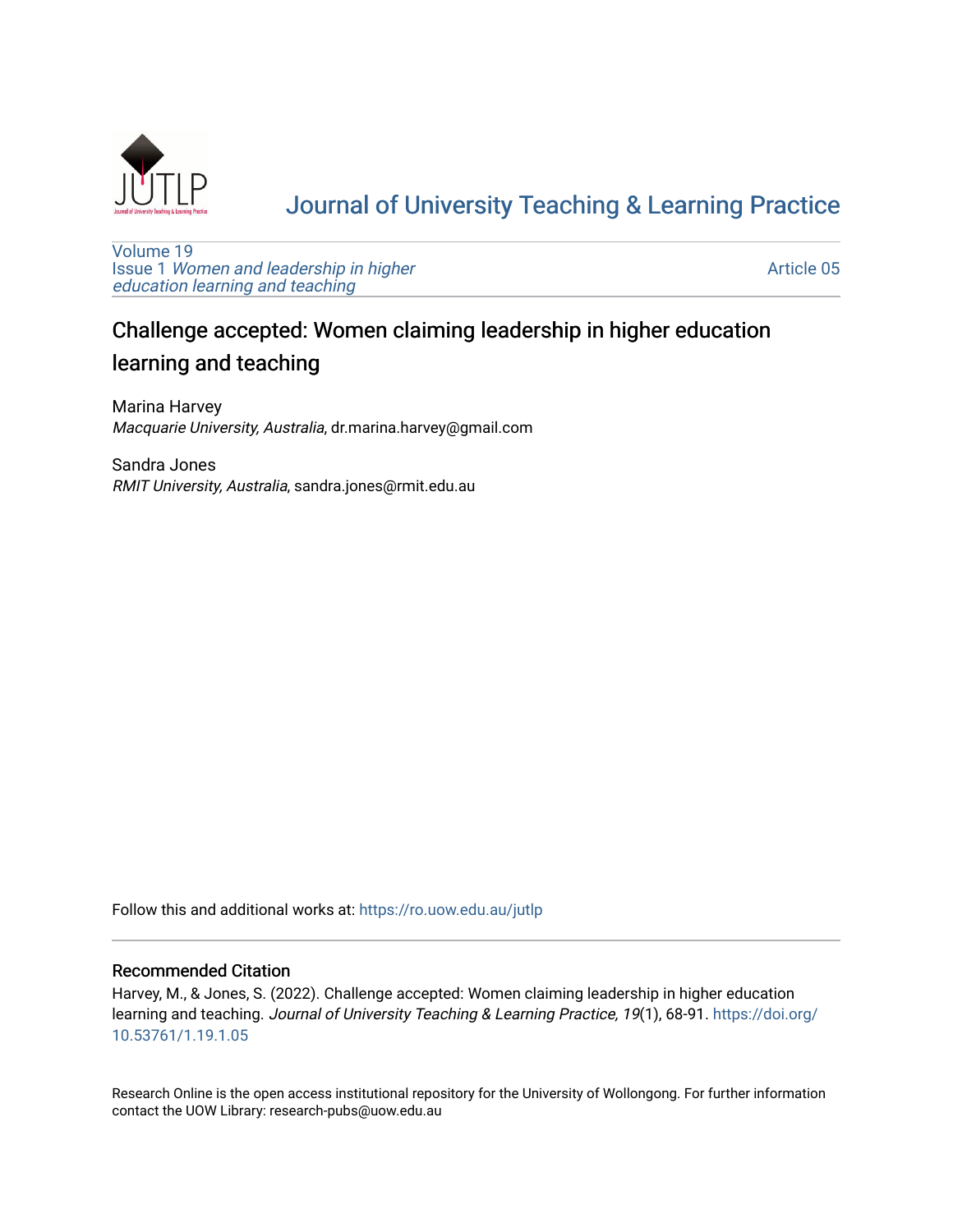Journal of University Teaching & Learning Practice

Volume 19
Issue 1 *Women and leadership in higher education learning and teaching*

Article 05

# Challenge accepted: Women claiming leadership in higher education learning and teaching

Marina Harvey
*Macquarie University, Australia*, dr.marina.harvey@gmail.com

Sandra Jones
*RMIT University, Australia*, sandra.jones@rmit.edu.au

Follow this and additional works at: https://ro.uow.edu.au/jutlp

## Recommended Citation

Harvey, M., & Jones, S. (2022). Challenge accepted: Women claiming leadership in higher education learning and teaching. *Journal of University Teaching & Learning Practice, 19*(1), 68-91. https://doi.org/10.53761/1.19.1.05

Research Online is the open access institutional repository for the University of Wollongong. For further information contact the UOW Library: research-pubs@uow.edu.au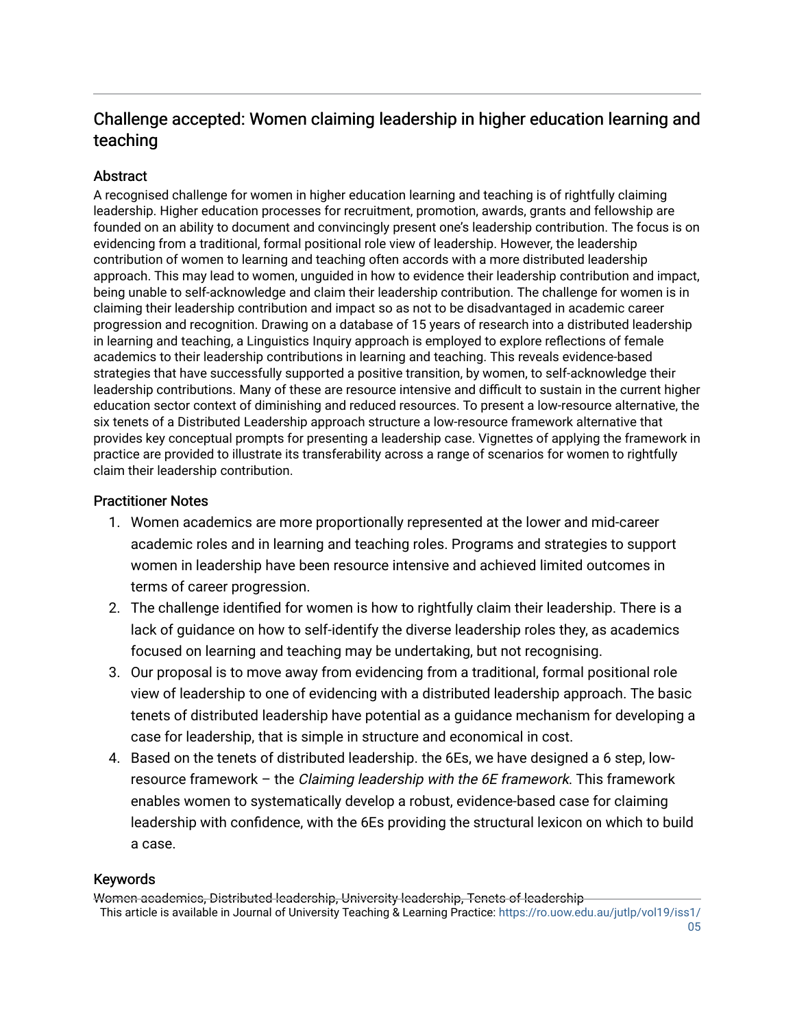## Challenge accepted: Women claiming leadership in higher education learning and teaching

### Abstract

A recognised challenge for women in higher education learning and teaching is of rightfully claiming leadership. Higher education processes for recruitment, promotion, awards, grants and fellowship are founded on an ability to document and convincingly present one's leadership contribution. The focus is on evidencing from a traditional, formal positional role view of leadership. However, the leadership contribution of women to learning and teaching often accords with a more distributed leadership approach. This may lead to women, unguided in how to evidence their leadership contribution and impact, being unable to self-acknowledge and claim their leadership contribution. The challenge for women is in claiming their leadership contribution and impact so as not to be disadvantaged in academic career progression and recognition. Drawing on a database of 15 years of research into a distributed leadership in learning and teaching, a Linguistics Inquiry approach is employed to explore reflections of female academics to their leadership contributions in learning and teaching. This reveals evidence-based strategies that have successfully supported a positive transition, by women, to self-acknowledge their leadership contributions. Many of these are resource intensive and difficult to sustain in the current higher education sector context of diminishing and reduced resources. To present a low-resource alternative, the six tenets of a Distributed Leadership approach structure a low-resource framework alternative that provides key conceptual prompts for presenting a leadership case. Vignettes of applying the framework in practice are provided to illustrate its transferability across a range of scenarios for women to rightfully claim their leadership contribution.

### Practitioner Notes

1. Women academics are more proportionally represented at the lower and mid-career academic roles and in learning and teaching roles. Programs and strategies to support women in leadership have been resource intensive and achieved limited outcomes in terms of career progression.
2. The challenge identified for women is how to rightfully claim their leadership. There is a lack of guidance on how to self-identify the diverse leadership roles they, as academics focused on learning and teaching may be undertaking, but not recognising.
3. Our proposal is to move away from evidencing from a traditional, formal positional role view of leadership to one of evidencing with a distributed leadership approach. The basic tenets of distributed leadership have potential as a guidance mechanism for developing a case for leadership, that is simple in structure and economical in cost.
4. Based on the tenets of distributed leadership. the 6Es, we have designed a 6 step, low-resource framework – the *Claiming leadership with the 6E framework*. This framework enables women to systematically develop a robust, evidence-based case for claiming leadership with confidence, with the 6Es providing the structural lexicon on which to build a case.

### Keywords

Women academics, Distributed leadership, University leadership, Tenets of leadership

This article is available in Journal of University Teaching & Learning Practice: https://ro.uow.edu.au/jutlp/vol19/iss1/05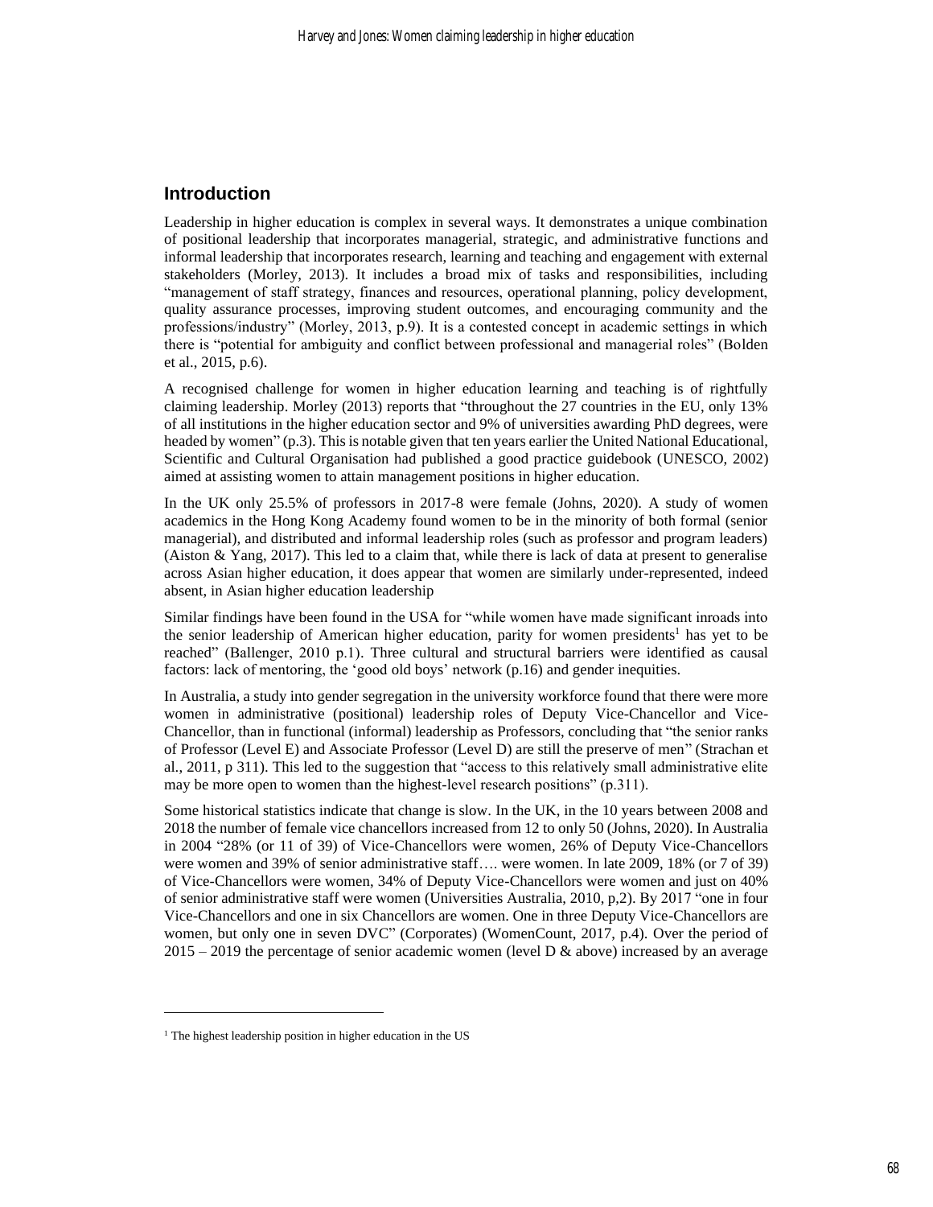## Introduction

Leadership in higher education is complex in several ways. It demonstrates a unique combination of positional leadership that incorporates managerial, strategic, and administrative functions and informal leadership that incorporates research, learning and teaching and engagement with external stakeholders (Morley, 2013). It includes a broad mix of tasks and responsibilities, including "management of staff strategy, finances and resources, operational planning, policy development, quality assurance processes, improving student outcomes, and encouraging community and the professions/industry" (Morley, 2013, p.9). It is a contested concept in academic settings in which there is "potential for ambiguity and conflict between professional and managerial roles" (Bolden et al., 2015, p.6).

A recognised challenge for women in higher education learning and teaching is of rightfully claiming leadership. Morley (2013) reports that "throughout the 27 countries in the EU, only 13% of all institutions in the higher education sector and 9% of universities awarding PhD degrees, were headed by women" (p.3). This is notable given that ten years earlier the United National Educational, Scientific and Cultural Organisation had published a good practice guidebook (UNESCO, 2002) aimed at assisting women to attain management positions in higher education.

In the UK only 25.5% of professors in 2017-8 were female (Johns, 2020). A study of women academics in the Hong Kong Academy found women to be in the minority of both formal (senior managerial), and distributed and informal leadership roles (such as professor and program leaders) (Aiston & Yang, 2017). This led to a claim that, while there is lack of data at present to generalise across Asian higher education, it does appear that women are similarly under-represented, indeed absent, in Asian higher education leadership

Similar findings have been found in the USA for "while women have made significant inroads into the senior leadership of American higher education, parity for women presidents[1] has yet to be reached" (Ballenger, 2010 p.1). Three cultural and structural barriers were identified as causal factors: lack of mentoring, the 'good old boys' network (p.16) and gender inequities.

In Australia, a study into gender segregation in the university workforce found that there were more women in administrative (positional) leadership roles of Deputy Vice-Chancellor and Vice-Chancellor, than in functional (informal) leadership as Professors, concluding that "the senior ranks of Professor (Level E) and Associate Professor (Level D) are still the preserve of men" (Strachan et al., 2011, p 311). This led to the suggestion that "access to this relatively small administrative elite may be more open to women than the highest-level research positions" (p.311).

Some historical statistics indicate that change is slow. In the UK, in the 10 years between 2008 and 2018 the number of female vice chancellors increased from 12 to only 50 (Johns, 2020). In Australia in 2004 "28% (or 11 of 39) of Vice-Chancellors were women, 26% of Deputy Vice-Chancellors were women and 39% of senior administrative staff…. were women. In late 2009, 18% (or 7 of 39) of Vice-Chancellors were women, 34% of Deputy Vice-Chancellors were women and just on 40% of senior administrative staff were women (Universities Australia, 2010, p,2). By 2017 "one in four Vice-Chancellors and one in six Chancellors are women. One in three Deputy Vice-Chancellors are women, but only one in seven DVC" (Corporates) (WomenCount, 2017, p.4). Over the period of 2015 – 2019 the percentage of senior academic women (level D & above) increased by an average

[1] The highest leadership position in higher education in the US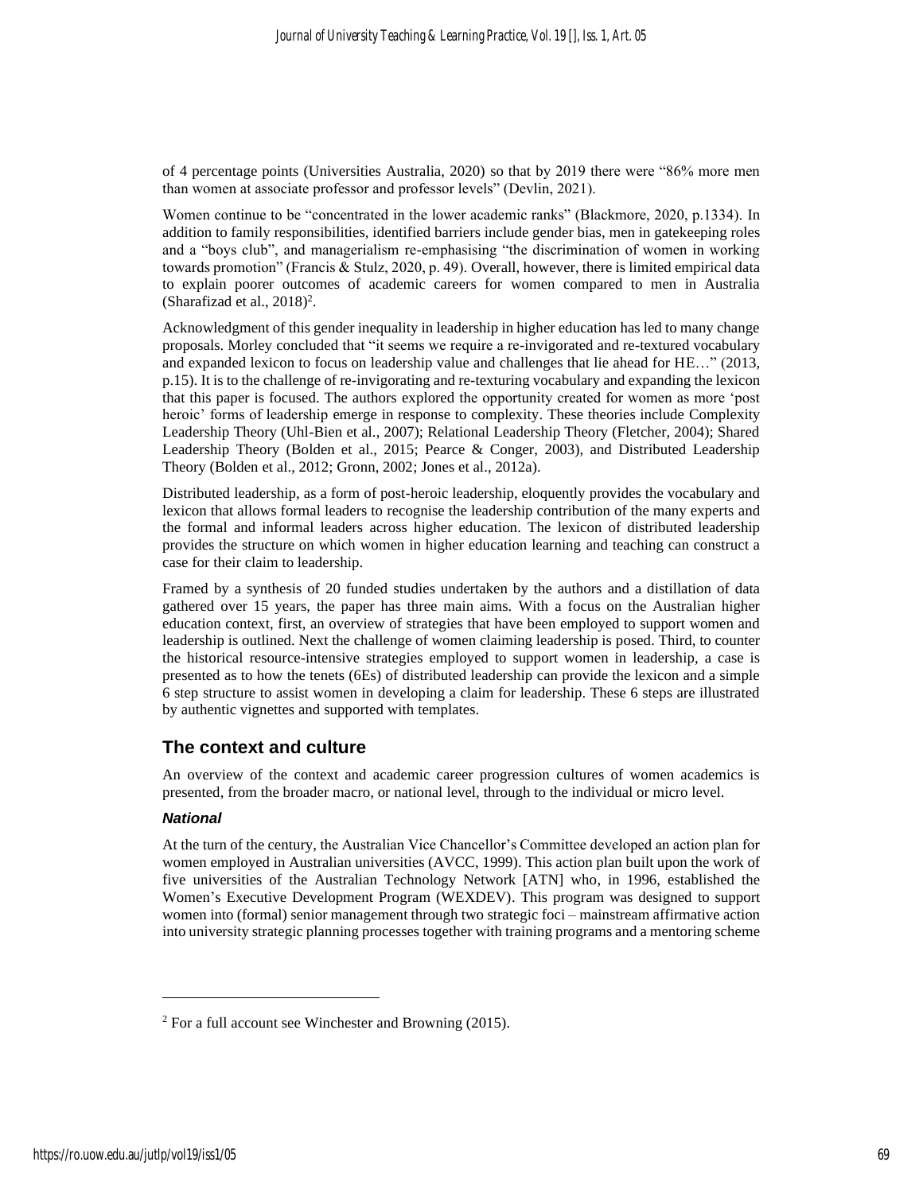of 4 percentage points (Universities Australia, 2020) so that by 2019 there were "86% more men than women at associate professor and professor levels" (Devlin, 2021).

Women continue to be "concentrated in the lower academic ranks" (Blackmore, 2020, p.1334). In addition to family responsibilities, identified barriers include gender bias, men in gatekeeping roles and a "boys club", and managerialism re-emphasising "the discrimination of women in working towards promotion" (Francis & Stulz, 2020, p. 49). Overall, however, there is limited empirical data to explain poorer outcomes of academic careers for women compared to men in Australia (Sharafizad et al., 2018)[2].

Acknowledgment of this gender inequality in leadership in higher education has led to many change proposals. Morley concluded that "it seems we require a re-invigorated and re-textured vocabulary and expanded lexicon to focus on leadership value and challenges that lie ahead for HE…" (2013, p.15). It is to the challenge of re-invigorating and re-texturing vocabulary and expanding the lexicon that this paper is focused. The authors explored the opportunity created for women as more 'post heroic' forms of leadership emerge in response to complexity. These theories include Complexity Leadership Theory (Uhl-Bien et al., 2007); Relational Leadership Theory (Fletcher, 2004); Shared Leadership Theory (Bolden et al., 2015; Pearce & Conger, 2003), and Distributed Leadership Theory (Bolden et al., 2012; Gronn, 2002; Jones et al., 2012a).

Distributed leadership, as a form of post-heroic leadership, eloquently provides the vocabulary and lexicon that allows formal leaders to recognise the leadership contribution of the many experts and the formal and informal leaders across higher education. The lexicon of distributed leadership provides the structure on which women in higher education learning and teaching can construct a case for their claim to leadership.

Framed by a synthesis of 20 funded studies undertaken by the authors and a distillation of data gathered over 15 years, the paper has three main aims. With a focus on the Australian higher education context, first, an overview of strategies that have been employed to support women and leadership is outlined. Next the challenge of women claiming leadership is posed. Third, to counter the historical resource-intensive strategies employed to support women in leadership, a case is presented as to how the tenets (6Es) of distributed leadership can provide the lexicon and a simple 6 step structure to assist women in developing a claim for leadership. These 6 steps are illustrated by authentic vignettes and supported with templates.

## The context and culture

An overview of the context and academic career progression cultures of women academics is presented, from the broader macro, or national level, through to the individual or micro level.

### *National*

At the turn of the century, the Australian Vice Chancellor's Committee developed an action plan for women employed in Australian universities (AVCC, 1999). This action plan built upon the work of five universities of the Australian Technology Network [ATN] who, in 1996, established the Women's Executive Development Program (WEXDEV). This program was designed to support women into (formal) senior management through two strategic foci – mainstream affirmative action into university strategic planning processes together with training programs and a mentoring scheme

---

[2] For a full account see Winchester and Browning (2015).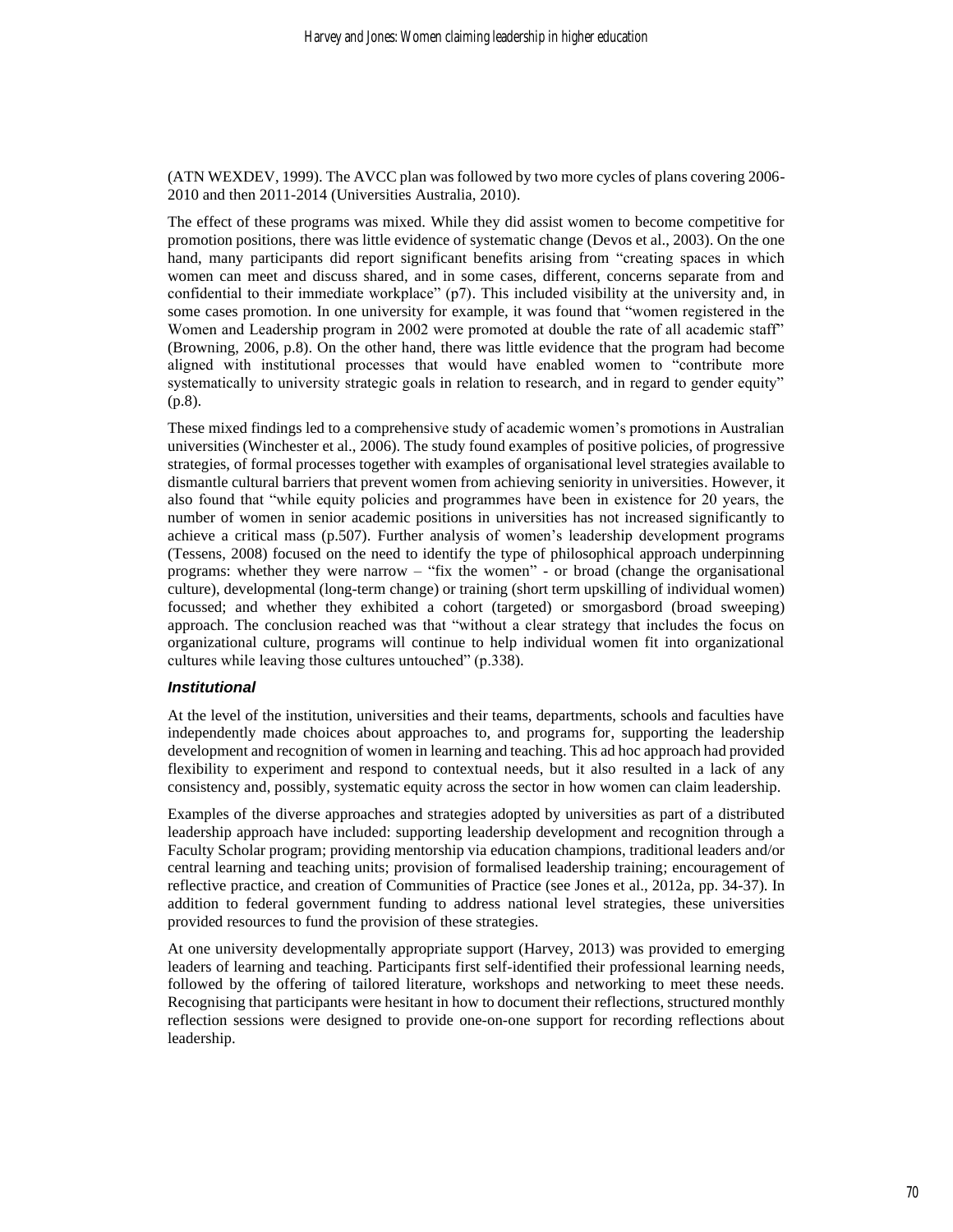(ATN WEXDEV, 1999). The AVCC plan was followed by two more cycles of plans covering 2006-2010 and then 2011-2014 (Universities Australia, 2010).

The effect of these programs was mixed. While they did assist women to become competitive for promotion positions, there was little evidence of systematic change (Devos et al., 2003). On the one hand, many participants did report significant benefits arising from "creating spaces in which women can meet and discuss shared, and in some cases, different, concerns separate from and confidential to their immediate workplace" (p7). This included visibility at the university and, in some cases promotion. In one university for example, it was found that "women registered in the Women and Leadership program in 2002 were promoted at double the rate of all academic staff" (Browning, 2006, p.8). On the other hand, there was little evidence that the program had become aligned with institutional processes that would have enabled women to "contribute more systematically to university strategic goals in relation to research, and in regard to gender equity" (p.8).

These mixed findings led to a comprehensive study of academic women's promotions in Australian universities (Winchester et al., 2006). The study found examples of positive policies, of progressive strategies, of formal processes together with examples of organisational level strategies available to dismantle cultural barriers that prevent women from achieving seniority in universities. However, it also found that "while equity policies and programmes have been in existence for 20 years, the number of women in senior academic positions in universities has not increased significantly to achieve a critical mass (p.507). Further analysis of women's leadership development programs (Tessens, 2008) focused on the need to identify the type of philosophical approach underpinning programs: whether they were narrow – "fix the women" - or broad (change the organisational culture), developmental (long-term change) or training (short term upskilling of individual women) focussed; and whether they exhibited a cohort (targeted) or smorgasbord (broad sweeping) approach. The conclusion reached was that "without a clear strategy that includes the focus on organizational culture, programs will continue to help individual women fit into organizational cultures while leaving those cultures untouched" (p.338).

### *Institutional*

At the level of the institution, universities and their teams, departments, schools and faculties have independently made choices about approaches to, and programs for, supporting the leadership development and recognition of women in learning and teaching. This ad hoc approach had provided flexibility to experiment and respond to contextual needs, but it also resulted in a lack of any consistency and, possibly, systematic equity across the sector in how women can claim leadership.

Examples of the diverse approaches and strategies adopted by universities as part of a distributed leadership approach have included: supporting leadership development and recognition through a Faculty Scholar program; providing mentorship via education champions, traditional leaders and/or central learning and teaching units; provision of formalised leadership training; encouragement of reflective practice, and creation of Communities of Practice (see Jones et al., 2012a, pp. 34-37). In addition to federal government funding to address national level strategies, these universities provided resources to fund the provision of these strategies.

At one university developmentally appropriate support (Harvey, 2013) was provided to emerging leaders of learning and teaching. Participants first self-identified their professional learning needs, followed by the offering of tailored literature, workshops and networking to meet these needs. Recognising that participants were hesitant in how to document their reflections, structured monthly reflection sessions were designed to provide one-on-one support for recording reflections about leadership.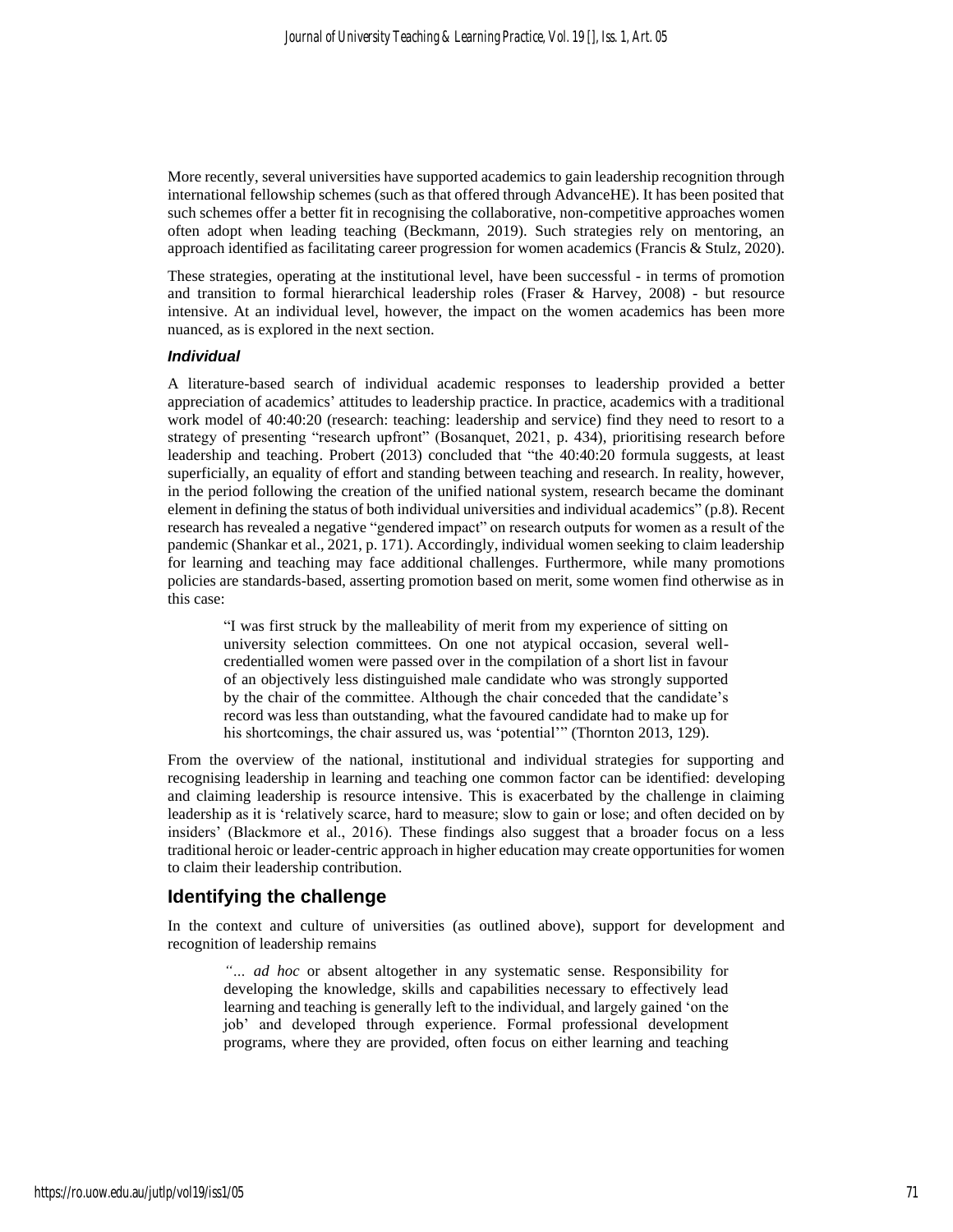More recently, several universities have supported academics to gain leadership recognition through international fellowship schemes (such as that offered through AdvanceHE). It has been posited that such schemes offer a better fit in recognising the collaborative, non-competitive approaches women often adopt when leading teaching (Beckmann, 2019). Such strategies rely on mentoring, an approach identified as facilitating career progression for women academics (Francis & Stulz, 2020).

These strategies, operating at the institutional level, have been successful - in terms of promotion and transition to formal hierarchical leadership roles (Fraser & Harvey, 2008) - but resource intensive. At an individual level, however, the impact on the women academics has been more nuanced, as is explored in the next section.

### *Individual*

A literature-based search of individual academic responses to leadership provided a better appreciation of academics' attitudes to leadership practice. In practice, academics with a traditional work model of 40:40:20 (research: teaching: leadership and service) find they need to resort to a strategy of presenting "research upfront" (Bosanquet, 2021, p. 434), prioritising research before leadership and teaching. Probert (2013) concluded that "the 40:40:20 formula suggests, at least superficially, an equality of effort and standing between teaching and research. In reality, however, in the period following the creation of the unified national system, research became the dominant element in defining the status of both individual universities and individual academics" (p.8). Recent research has revealed a negative "gendered impact" on research outputs for women as a result of the pandemic (Shankar et al., 2021, p. 171). Accordingly, individual women seeking to claim leadership for learning and teaching may face additional challenges. Furthermore, while many promotions policies are standards-based, asserting promotion based on merit, some women find otherwise as in this case:

> "I was first struck by the malleability of merit from my experience of sitting on university selection committees. On one not atypical occasion, several well-credentialled women were passed over in the compilation of a short list in favour of an objectively less distinguished male candidate who was strongly supported by the chair of the committee. Although the chair conceded that the candidate's record was less than outstanding, what the favoured candidate had to make up for his shortcomings, the chair assured us, was 'potential'" (Thornton 2013, 129).

From the overview of the national, institutional and individual strategies for supporting and recognising leadership in learning and teaching one common factor can be identified: developing and claiming leadership is resource intensive. This is exacerbated by the challenge in claiming leadership as it is 'relatively scarce, hard to measure; slow to gain or lose; and often decided on by insiders' (Blackmore et al., 2016). These findings also suggest that a broader focus on a less traditional heroic or leader-centric approach in higher education may create opportunities for women to claim their leadership contribution.

## Identifying the challenge

In the context and culture of universities (as outlined above), support for development and recognition of leadership remains

> "... *ad hoc* or absent altogether in any systematic sense. Responsibility for developing the knowledge, skills and capabilities necessary to effectively lead learning and teaching is generally left to the individual, and largely gained 'on the job' and developed through experience. Formal professional development programs, where they are provided, often focus on either learning and teaching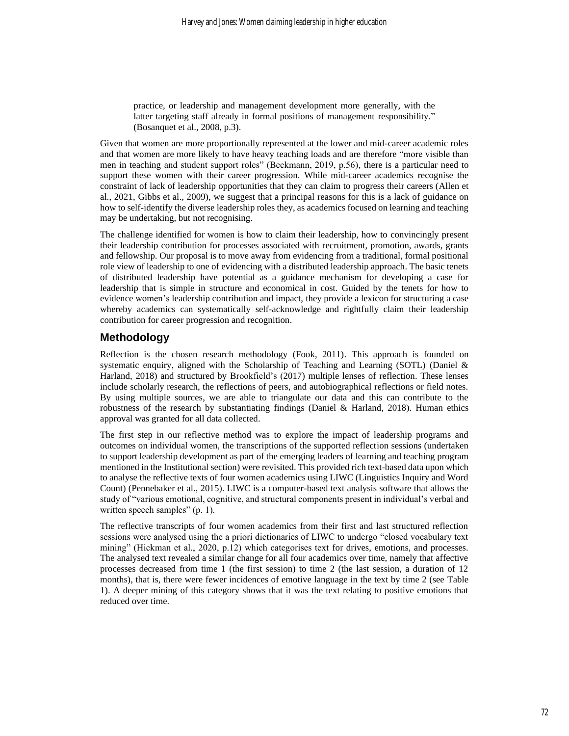> practice, or leadership and management development more generally, with the latter targeting staff already in formal positions of management responsibility." (Bosanquet et al., 2008, p.3).

Given that women are more proportionally represented at the lower and mid-career academic roles and that women are more likely to have heavy teaching loads and are therefore "more visible than men in teaching and student support roles" (Beckmann, 2019, p.56), there is a particular need to support these women with their career progression. While mid-career academics recognise the constraint of lack of leadership opportunities that they can claim to progress their careers (Allen et al., 2021, Gibbs et al., 2009), we suggest that a principal reasons for this is a lack of guidance on how to self-identify the diverse leadership roles they, as academics focused on learning and teaching may be undertaking, but not recognising.

The challenge identified for women is how to claim their leadership, how to convincingly present their leadership contribution for processes associated with recruitment, promotion, awards, grants and fellowship. Our proposal is to move away from evidencing from a traditional, formal positional role view of leadership to one of evidencing with a distributed leadership approach. The basic tenets of distributed leadership have potential as a guidance mechanism for developing a case for leadership that is simple in structure and economical in cost. Guided by the tenets for how to evidence women's leadership contribution and impact, they provide a lexicon for structuring a case whereby academics can systematically self-acknowledge and rightfully claim their leadership contribution for career progression and recognition.

## Methodology

Reflection is the chosen research methodology (Fook, 2011). This approach is founded on systematic enquiry, aligned with the Scholarship of Teaching and Learning (SOTL) (Daniel & Harland, 2018) and structured by Brookfield's (2017) multiple lenses of reflection. These lenses include scholarly research, the reflections of peers, and autobiographical reflections or field notes. By using multiple sources, we are able to triangulate our data and this can contribute to the robustness of the research by substantiating findings (Daniel & Harland, 2018). Human ethics approval was granted for all data collected.

The first step in our reflective method was to explore the impact of leadership programs and outcomes on individual women, the transcriptions of the supported reflection sessions (undertaken to support leadership development as part of the emerging leaders of learning and teaching program mentioned in the Institutional section) were revisited. This provided rich text-based data upon which to analyse the reflective texts of four women academics using LIWC (Linguistics Inquiry and Word Count) (Pennebaker et al., 2015). LIWC is a computer-based text analysis software that allows the study of "various emotional, cognitive, and structural components present in individual's verbal and written speech samples" (p. 1).

The reflective transcripts of four women academics from their first and last structured reflection sessions were analysed using the a priori dictionaries of LIWC to undergo "closed vocabulary text mining" (Hickman et al., 2020, p.12) which categorises text for drives, emotions, and processes. The analysed text revealed a similar change for all four academics over time, namely that affective processes decreased from time 1 (the first session) to time 2 (the last session, a duration of 12 months), that is, there were fewer incidences of emotive language in the text by time 2 (see Table 1). A deeper mining of this category shows that it was the text relating to positive emotions that reduced over time.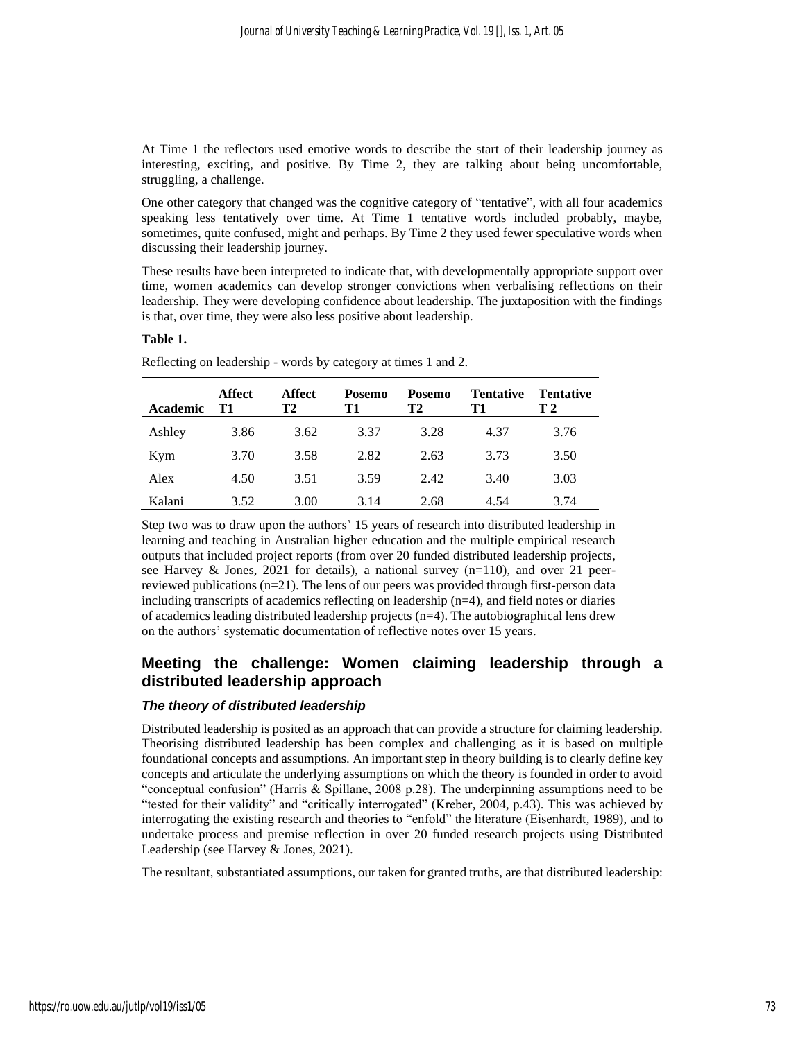At Time 1 the reflectors used emotive words to describe the start of their leadership journey as interesting, exciting, and positive. By Time 2, they are talking about being uncomfortable, struggling, a challenge.

One other category that changed was the cognitive category of "tentative", with all four academics speaking less tentatively over time. At Time 1 tentative words included probably, maybe, sometimes, quite confused, might and perhaps. By Time 2 they used fewer speculative words when discussing their leadership journey.

These results have been interpreted to indicate that, with developmentally appropriate support over time, women academics can develop stronger convictions when verbalising reflections on their leadership. They were developing confidence about leadership. The juxtaposition with the findings is that, over time, they were also less positive about leadership.

**Table 1.**

Reflecting on leadership - words by category at times 1 and 2.

| Academic | Affect T1 | Affect T2 | Posemo T1 | Posemo T2 | Tentative T1 | Tentative T 2 |
|---|---|---|---|---|---|---|
| Ashley | 3.86 | 3.62 | 3.37 | 3.28 | 4.37 | 3.76 |
| Kym | 3.70 | 3.58 | 2.82 | 2.63 | 3.73 | 3.50 |
| Alex | 4.50 | 3.51 | 3.59 | 2.42 | 3.40 | 3.03 |
| Kalani | 3.52 | 3.00 | 3.14 | 2.68 | 4.54 | 3.74 |

Step two was to draw upon the authors' 15 years of research into distributed leadership in learning and teaching in Australian higher education and the multiple empirical research outputs that included project reports (from over 20 funded distributed leadership projects, see Harvey & Jones, 2021 for details), a national survey (n=110), and over 21 peer-reviewed publications (n=21). The lens of our peers was provided through first-person data including transcripts of academics reflecting on leadership (n=4), and field notes or diaries of academics leading distributed leadership projects (n=4). The autobiographical lens drew on the authors' systematic documentation of reflective notes over 15 years.

## Meeting the challenge: Women claiming leadership through a distributed leadership approach

### *The theory of distributed leadership*

Distributed leadership is posited as an approach that can provide a structure for claiming leadership. Theorising distributed leadership has been complex and challenging as it is based on multiple foundational concepts and assumptions. An important step in theory building is to clearly define key concepts and articulate the underlying assumptions on which the theory is founded in order to avoid "conceptual confusion" (Harris & Spillane, 2008 p.28). The underpinning assumptions need to be "tested for their validity" and "critically interrogated" (Kreber, 2004, p.43). This was achieved by interrogating the existing research and theories to "enfold" the literature (Eisenhardt, 1989), and to undertake process and premise reflection in over 20 funded research projects using Distributed Leadership (see Harvey & Jones, 2021).

The resultant, substantiated assumptions, our taken for granted truths, are that distributed leadership: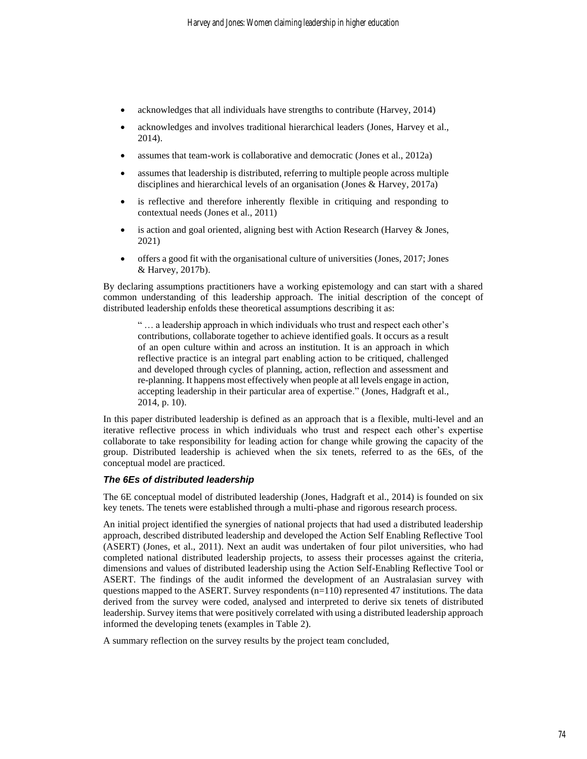- acknowledges that all individuals have strengths to contribute (Harvey, 2014)
- acknowledges and involves traditional hierarchical leaders (Jones, Harvey et al., 2014).
- assumes that team-work is collaborative and democratic (Jones et al., 2012a)
- assumes that leadership is distributed, referring to multiple people across multiple disciplines and hierarchical levels of an organisation (Jones & Harvey, 2017a)
- is reflective and therefore inherently flexible in critiquing and responding to contextual needs (Jones et al., 2011)
- is action and goal oriented, aligning best with Action Research (Harvey & Jones, 2021)
- offers a good fit with the organisational culture of universities (Jones, 2017; Jones & Harvey, 2017b).

By declaring assumptions practitioners have a working epistemology and can start with a shared common understanding of this leadership approach. The initial description of the concept of distributed leadership enfolds these theoretical assumptions describing it as:

> " … a leadership approach in which individuals who trust and respect each other's contributions, collaborate together to achieve identified goals. It occurs as a result of an open culture within and across an institution. It is an approach in which reflective practice is an integral part enabling action to be critiqued, challenged and developed through cycles of planning, action, reflection and assessment and re-planning. It happens most effectively when people at all levels engage in action, accepting leadership in their particular area of expertise." (Jones, Hadgraft et al., 2014, p. 10).

In this paper distributed leadership is defined as an approach that is a flexible, multi-level and an iterative reflective process in which individuals who trust and respect each other's expertise collaborate to take responsibility for leading action for change while growing the capacity of the group. Distributed leadership is achieved when the six tenets, referred to as the 6Es, of the conceptual model are practiced.

### *The 6Es of distributed leadership*

The 6E conceptual model of distributed leadership (Jones, Hadgraft et al., 2014) is founded on six key tenets. The tenets were established through a multi-phase and rigorous research process.

An initial project identified the synergies of national projects that had used a distributed leadership approach, described distributed leadership and developed the Action Self Enabling Reflective Tool (ASERT) (Jones, et al., 2011). Next an audit was undertaken of four pilot universities, who had completed national distributed leadership projects, to assess their processes against the criteria, dimensions and values of distributed leadership using the Action Self-Enabling Reflective Tool or ASERT. The findings of the audit informed the development of an Australasian survey with questions mapped to the ASERT. Survey respondents (n=110) represented 47 institutions. The data derived from the survey were coded, analysed and interpreted to derive six tenets of distributed leadership. Survey items that were positively correlated with using a distributed leadership approach informed the developing tenets (examples in Table 2).

A summary reflection on the survey results by the project team concluded,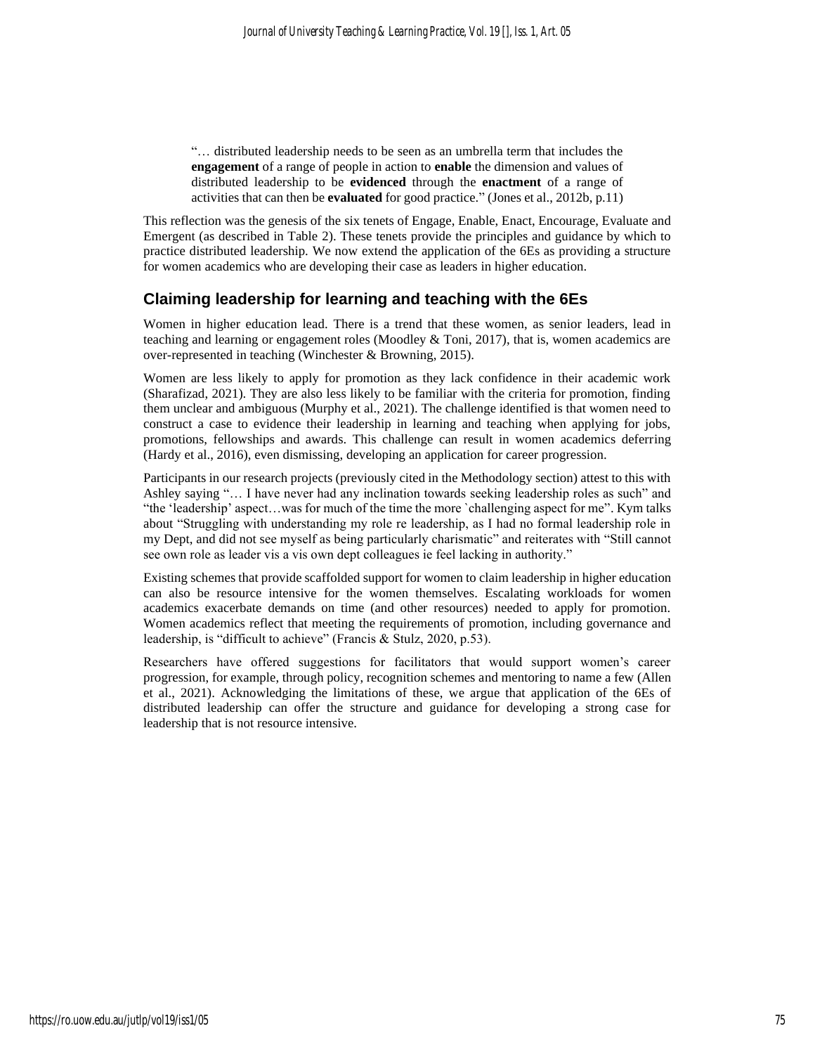> "… distributed leadership needs to be seen as an umbrella term that includes the **engagement** of a range of people in action to **enable** the dimension and values of distributed leadership to be **evidenced** through the **enactment** of a range of activities that can then be **evaluated** for good practice." (Jones et al., 2012b, p.11)

This reflection was the genesis of the six tenets of Engage, Enable, Enact, Encourage, Evaluate and Emergent (as described in Table 2). These tenets provide the principles and guidance by which to practice distributed leadership. We now extend the application of the 6Es as providing a structure for women academics who are developing their case as leaders in higher education.

## Claiming leadership for learning and teaching with the 6Es

Women in higher education lead. There is a trend that these women, as senior leaders, lead in teaching and learning or engagement roles (Moodley & Toni, 2017), that is, women academics are over-represented in teaching (Winchester & Browning, 2015).

Women are less likely to apply for promotion as they lack confidence in their academic work (Sharafizad, 2021). They are also less likely to be familiar with the criteria for promotion, finding them unclear and ambiguous (Murphy et al., 2021). The challenge identified is that women need to construct a case to evidence their leadership in learning and teaching when applying for jobs, promotions, fellowships and awards. This challenge can result in women academics deferring (Hardy et al., 2016), even dismissing, developing an application for career progression.

Participants in our research projects (previously cited in the Methodology section) attest to this with Ashley saying "… I have never had any inclination towards seeking leadership roles as such" and "the 'leadership' aspect…was for much of the time the more `challenging aspect for me". Kym talks about "Struggling with understanding my role re leadership, as I had no formal leadership role in my Dept, and did not see myself as being particularly charismatic" and reiterates with "Still cannot see own role as leader vis a vis own dept colleagues ie feel lacking in authority."

Existing schemes that provide scaffolded support for women to claim leadership in higher education can also be resource intensive for the women themselves. Escalating workloads for women academics exacerbate demands on time (and other resources) needed to apply for promotion. Women academics reflect that meeting the requirements of promotion, including governance and leadership, is "difficult to achieve" (Francis & Stulz, 2020, p.53).

Researchers have offered suggestions for facilitators that would support women's career progression, for example, through policy, recognition schemes and mentoring to name a few (Allen et al., 2021). Acknowledging the limitations of these, we argue that application of the 6Es of distributed leadership can offer the structure and guidance for developing a strong case for leadership that is not resource intensive.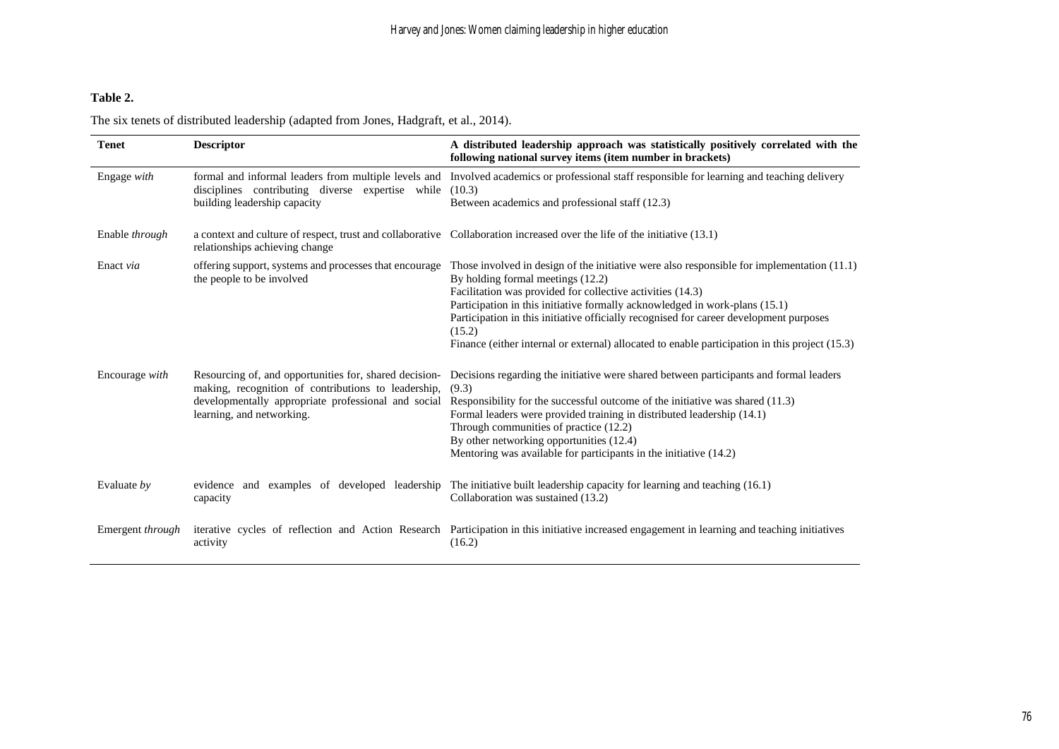**Table 2.**

The six tenets of distributed leadership (adapted from Jones, Hadgraft, et al., 2014).

| **Tenet** | **Descriptor** | **A distributed leadership approach was statistically positively correlated with the following national survey items (item number in brackets)** |
|---|---|---|
| Engage *with* | formal and informal leaders from multiple levels and disciplines contributing diverse expertise while building leadership capacity | Involved academics or professional staff responsible for learning and teaching delivery (10.3)<br>Between academics and professional staff (12.3) |
| Enable *through* | a context and culture of respect, trust and collaborative relationships achieving change | Collaboration increased over the life of the initiative (13.1) |
| Enact *via* | offering support, systems and processes that encourage the people to be involved | Those involved in design of the initiative were also responsible for implementation (11.1)<br>By holding formal meetings (12.2)<br>Facilitation was provided for collective activities (14.3)<br>Participation in this initiative formally acknowledged in work-plans (15.1)<br>Participation in this initiative officially recognised for career development purposes (15.2)<br>Finance (either internal or external) allocated to enable participation in this project (15.3) |
| Encourage *with* | Resourcing of, and opportunities for, shared decision-making, recognition of contributions to leadership, developmentally appropriate professional and social learning, and networking. | Decisions regarding the initiative were shared between participants and formal leaders (9.3)<br>Responsibility for the successful outcome of the initiative was shared (11.3)<br>Formal leaders were provided training in distributed leadership (14.1)<br>Through communities of practice (12.2)<br>By other networking opportunities (12.4)<br>Mentoring was available for participants in the initiative (14.2) |
| Evaluate *by* | evidence and examples of developed leadership capacity | The initiative built leadership capacity for learning and teaching (16.1)<br>Collaboration was sustained (13.2) |
| Emergent *through* | iterative cycles of reflection and Action Research activity | Participation in this initiative increased engagement in learning and teaching initiatives (16.2) |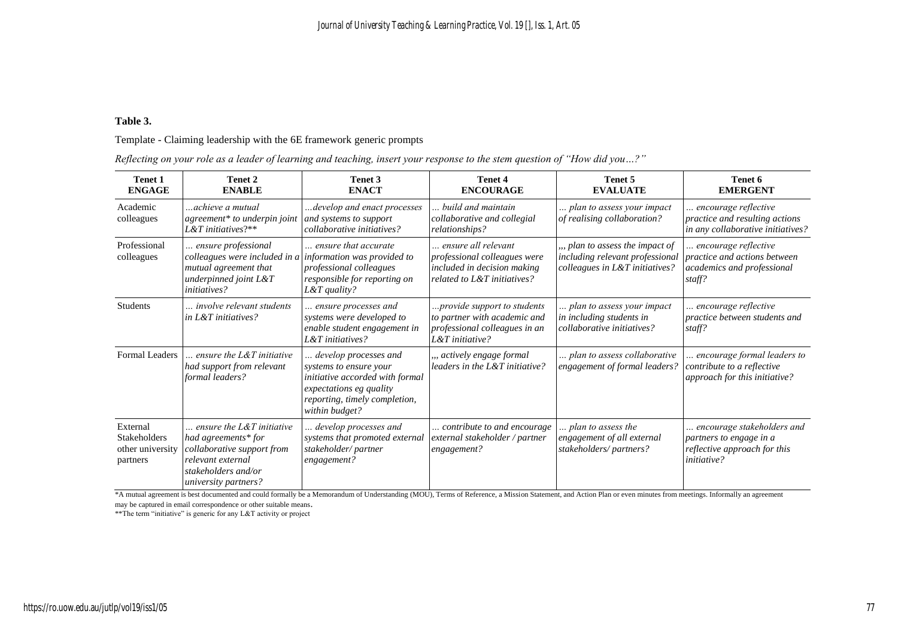**Table 3.**

Template - Claiming leadership with the 6E framework generic prompts

*Reflecting on your role as a leader of learning and teaching, insert your response to the stem question of "How did you…?"*

| **Tenet 1 ENGAGE** | **Tenet 2 ENABLE** | **Tenet 3 ENACT** | **Tenet 4 ENCOURAGE** | **Tenet 5 EVALUATE** | **Tenet 6 EMERGENT** |
|---|---|---|---|---|---|
| Academic colleagues | *…achieve a mutual agreement* to underpin joint L&T initiatives?*** | *…develop and enact processes and systems to support collaborative initiatives?* | *… build and maintain collaborative and collegial relationships?* | *… plan to assess your impact of realising collaboration?* | *… encourage reflective practice and resulting actions in any collaborative initiatives?* |
| Professional colleagues | *… ensure professional colleagues were included in a mutual agreement that underpinned joint L&T initiatives?* | *… ensure that accurate information was provided to professional colleagues responsible for reporting on L&T quality?* | *… ensure all relevant professional colleagues were included in decision making related to L&T initiatives?* | *,,, plan to assess the impact of including relevant professional colleagues in L&T initiatives?* | *… encourage reflective practice and actions between academics and professional staff?* |
| Students | *… involve relevant students in L&T initiatives?* | *… ensure processes and systems were developed to enable student engagement in L&T initiatives?* | *…provide support to students to partner with academic and professional colleagues in an L&T initiative?* | *… plan to assess your impact in including students in collaborative initiatives?* | *… encourage reflective practice between students and staff?* |
| Formal Leaders | *… ensure the L&T initiative had support from relevant formal leaders?* | *… develop processes and systems to ensure your initiative accorded with formal expectations eg quality reporting, timely completion, within budget?* | *,,, actively engage formal leaders in the L&T initiative?* | *… plan to assess collaborative engagement of formal leaders?* | *… encourage formal leaders to contribute to a reflective approach for this initiative?* |
| External Stakeholders other university partners | *… ensure the L&T initiative had agreements* for collaborative support from relevant external stakeholders and/or university partners?* | *… develop processes and systems that promoted external stakeholder/ partner engagement?* | *… contribute to and encourage external stakeholder / partner engagement?* | *… plan to assess the engagement of all external stakeholders/ partners?* | *… encourage stakeholders and partners to engage in a reflective approach for this initiative?* |

*A mutual agreement is best documented and could formally be a Memorandum of Understanding (MOU), Terms of Reference, a Mission Statement, and Action Plan or even minutes from meetings. Informally an agreement may be captured in email correspondence or other suitable means.

**The term "initiative" is generic for any L&T activity or project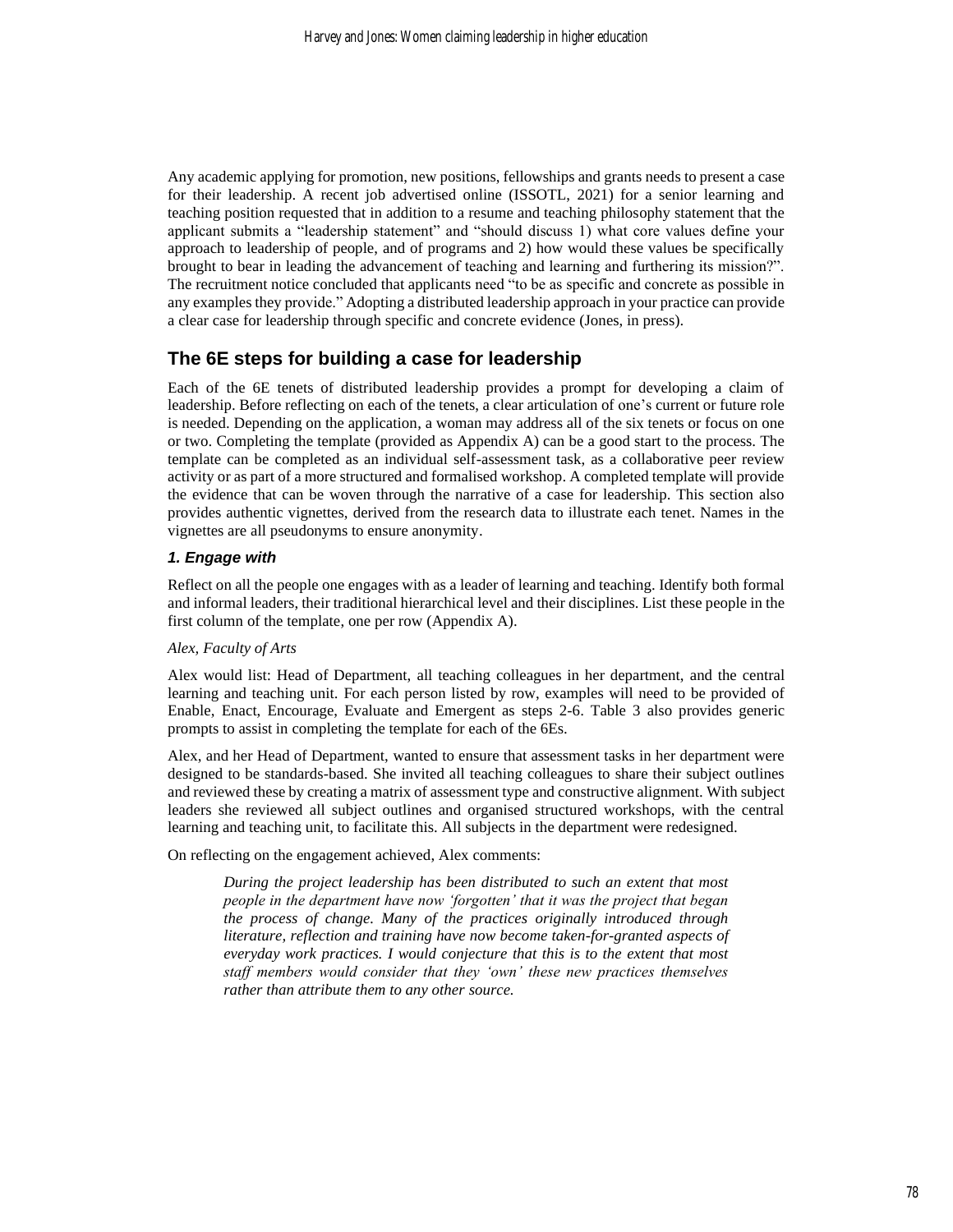Any academic applying for promotion, new positions, fellowships and grants needs to present a case for their leadership. A recent job advertised online (ISSOTL, 2021) for a senior learning and teaching position requested that in addition to a resume and teaching philosophy statement that the applicant submits a "leadership statement" and "should discuss 1) what core values define your approach to leadership of people, and of programs and 2) how would these values be specifically brought to bear in leading the advancement of teaching and learning and furthering its mission?". The recruitment notice concluded that applicants need "to be as specific and concrete as possible in any examples they provide." Adopting a distributed leadership approach in your practice can provide a clear case for leadership through specific and concrete evidence (Jones, in press).

## The 6E steps for building a case for leadership

Each of the 6E tenets of distributed leadership provides a prompt for developing a claim of leadership. Before reflecting on each of the tenets, a clear articulation of one's current or future role is needed. Depending on the application, a woman may address all of the six tenets or focus on one or two. Completing the template (provided as Appendix A) can be a good start to the process. The template can be completed as an individual self-assessment task, as a collaborative peer review activity or as part of a more structured and formalised workshop. A completed template will provide the evidence that can be woven through the narrative of a case for leadership. This section also provides authentic vignettes, derived from the research data to illustrate each tenet. Names in the vignettes are all pseudonyms to ensure anonymity.

### *1. Engage with*

Reflect on all the people one engages with as a leader of learning and teaching. Identify both formal and informal leaders, their traditional hierarchical level and their disciplines. List these people in the first column of the template, one per row (Appendix A).

*Alex, Faculty of Arts*

Alex would list: Head of Department, all teaching colleagues in her department, and the central learning and teaching unit. For each person listed by row, examples will need to be provided of Enable, Enact, Encourage, Evaluate and Emergent as steps 2-6. Table 3 also provides generic prompts to assist in completing the template for each of the 6Es.

Alex, and her Head of Department, wanted to ensure that assessment tasks in her department were designed to be standards-based. She invited all teaching colleagues to share their subject outlines and reviewed these by creating a matrix of assessment type and constructive alignment. With subject leaders she reviewed all subject outlines and organised structured workshops, with the central learning and teaching unit, to facilitate this. All subjects in the department were redesigned.

On reflecting on the engagement achieved, Alex comments:

> *During the project leadership has been distributed to such an extent that most people in the department have now 'forgotten' that it was the project that began the process of change. Many of the practices originally introduced through literature, reflection and training have now become taken-for-granted aspects of everyday work practices. I would conjecture that this is to the extent that most staff members would consider that they 'own' these new practices themselves rather than attribute them to any other source.*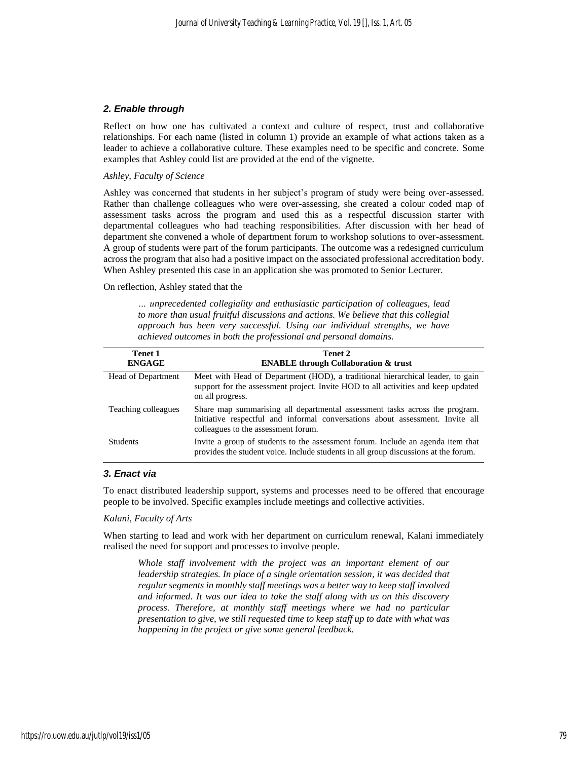### *2. Enable through*

Reflect on how one has cultivated a context and culture of respect, trust and collaborative relationships. For each name (listed in column 1) provide an example of what actions taken as a leader to achieve a collaborative culture. These examples need to be specific and concrete. Some examples that Ashley could list are provided at the end of the vignette.

*Ashley, Faculty of Science*

Ashley was concerned that students in her subject's program of study were being over-assessed. Rather than challenge colleagues who were over-assessing, she created a colour coded map of assessment tasks across the program and used this as a respectful discussion starter with departmental colleagues who had teaching responsibilities. After discussion with her head of department she convened a whole of department forum to workshop solutions to over-assessment. A group of students were part of the forum participants. The outcome was a redesigned curriculum across the program that also had a positive impact on the associated professional accreditation body. When Ashley presented this case in an application she was promoted to Senior Lecturer.

On reflection, Ashley stated that the

> *… unprecedented collegiality and enthusiastic participation of colleagues, lead to more than usual fruitful discussions and actions. We believe that this collegial approach has been very successful. Using our individual strengths, we have achieved outcomes in both the professional and personal domains.*

| **Tenet 1 ENGAGE** | **Tenet 2 ENABLE through Collaboration & trust** |
|---|---|
| Head of Department | Meet with Head of Department (HOD), a traditional hierarchical leader, to gain support for the assessment project. Invite HOD to all activities and keep updated on all progress. |
| Teaching colleagues | Share map summarising all departmental assessment tasks across the program. Initiative respectful and informal conversations about assessment. Invite all colleagues to the assessment forum. |
| Students | Invite a group of students to the assessment forum. Include an agenda item that provides the student voice. Include students in all group discussions at the forum. |

### *3. Enact via*

To enact distributed leadership support, systems and processes need to be offered that encourage people to be involved. Specific examples include meetings and collective activities.

*Kalani, Faculty of Arts*

When starting to lead and work with her department on curriculum renewal, Kalani immediately realised the need for support and processes to involve people.

> *Whole staff involvement with the project was an important element of our leadership strategies. In place of a single orientation session, it was decided that regular segments in monthly staff meetings was a better way to keep staff involved and informed. It was our idea to take the staff along with us on this discovery process. Therefore, at monthly staff meetings where we had no particular presentation to give, we still requested time to keep staff up to date with what was happening in the project or give some general feedback.*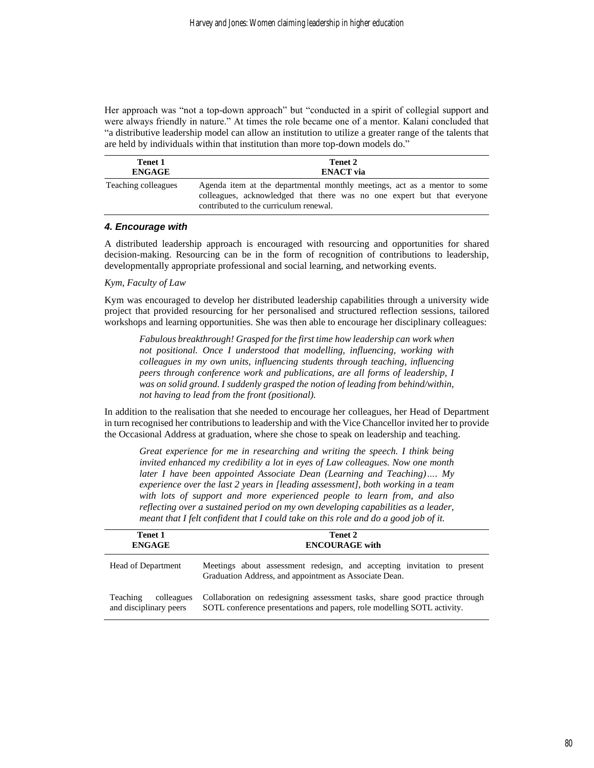Her approach was "not a top-down approach" but "conducted in a spirit of collegial support and were always friendly in nature." At times the role became one of a mentor. Kalani concluded that "a distributive leadership model can allow an institution to utilize a greater range of the talents that are held by individuals within that institution than more top-down models do."

| Tenet 1 ENGAGE | Tenet 2 ENACT via |
|---|---|
| Teaching colleagues | Agenda item at the departmental monthly meetings, act as a mentor to some colleagues, acknowledged that there was no one expert but that everyone contributed to the curriculum renewal. |

### *4. Encourage with*

A distributed leadership approach is encouraged with resourcing and opportunities for shared decision-making. Resourcing can be in the form of recognition of contributions to leadership, developmentally appropriate professional and social learning, and networking events.

*Kym, Faculty of Law*

Kym was encouraged to develop her distributed leadership capabilities through a university wide project that provided resourcing for her personalised and structured reflection sessions, tailored workshops and learning opportunities. She was then able to encourage her disciplinary colleagues:

> *Fabulous breakthrough! Grasped for the first time how leadership can work when not positional. Once I understood that modelling, influencing, working with colleagues in my own units, influencing students through teaching, influencing peers through conference work and publications, are all forms of leadership, I was on solid ground. I suddenly grasped the notion of leading from behind/within, not having to lead from the front (positional).*

In addition to the realisation that she needed to encourage her colleagues, her Head of Department in turn recognised her contributions to leadership and with the Vice Chancellor invited her to provide the Occasional Address at graduation, where she chose to speak on leadership and teaching.

> *Great experience for me in researching and writing the speech. I think being invited enhanced my credibility a lot in eyes of Law colleagues. Now one month later I have been appointed Associate Dean (Learning and Teaching)…. My experience over the last 2 years in [leading assessment], both working in a team with lots of support and more experienced people to learn from, and also reflecting over a sustained period on my own developing capabilities as a leader, meant that I felt confident that I could take on this role and do a good job of it.*

| Tenet 1 ENGAGE | Tenet 2 ENCOURAGE with |
|---|---|
| Head of Department | Meetings about assessment redesign, and accepting invitation to present Graduation Address, and appointment as Associate Dean. |
| Teaching colleagues and disciplinary peers | Collaboration on redesigning assessment tasks, share good practice through SOTL conference presentations and papers, role modelling SOTL activity. |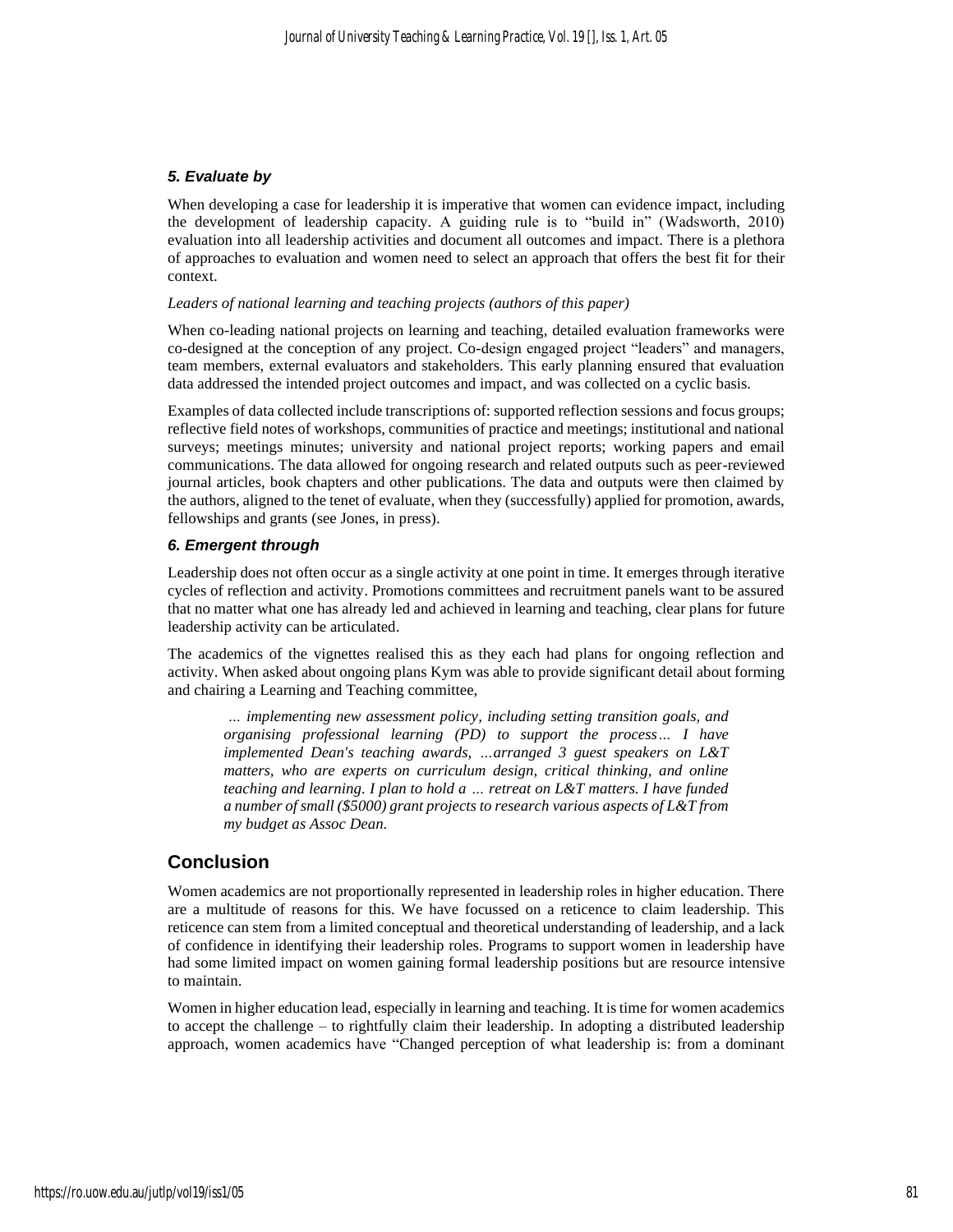### *5. Evaluate by*

When developing a case for leadership it is imperative that women can evidence impact, including the development of leadership capacity. A guiding rule is to "build in" (Wadsworth, 2010) evaluation into all leadership activities and document all outcomes and impact. There is a plethora of approaches to evaluation and women need to select an approach that offers the best fit for their context.

*Leaders of national learning and teaching projects (authors of this paper)*

When co-leading national projects on learning and teaching, detailed evaluation frameworks were co-designed at the conception of any project. Co-design engaged project "leaders" and managers, team members, external evaluators and stakeholders. This early planning ensured that evaluation data addressed the intended project outcomes and impact, and was collected on a cyclic basis.

Examples of data collected include transcriptions of: supported reflection sessions and focus groups; reflective field notes of workshops, communities of practice and meetings; institutional and national surveys; meetings minutes; university and national project reports; working papers and email communications. The data allowed for ongoing research and related outputs such as peer-reviewed journal articles, book chapters and other publications. The data and outputs were then claimed by the authors, aligned to the tenet of evaluate, when they (successfully) applied for promotion, awards, fellowships and grants (see Jones, in press).

### *6. Emergent through*

Leadership does not often occur as a single activity at one point in time. It emerges through iterative cycles of reflection and activity. Promotions committees and recruitment panels want to be assured that no matter what one has already led and achieved in learning and teaching, clear plans for future leadership activity can be articulated.

The academics of the vignettes realised this as they each had plans for ongoing reflection and activity. When asked about ongoing plans Kym was able to provide significant detail about forming and chairing a Learning and Teaching committee,

> *… implementing new assessment policy, including setting transition goals, and organising professional learning (PD) to support the process… I have implemented Dean's teaching awards, …arranged 3 guest speakers on L&T matters, who are experts on curriculum design, critical thinking, and online teaching and learning. I plan to hold a … retreat on L&T matters. I have funded a number of small ($5000) grant projects to research various aspects of L&T from my budget as Assoc Dean.*

## Conclusion

Women academics are not proportionally represented in leadership roles in higher education. There are a multitude of reasons for this. We have focussed on a reticence to claim leadership. This reticence can stem from a limited conceptual and theoretical understanding of leadership, and a lack of confidence in identifying their leadership roles. Programs to support women in leadership have had some limited impact on women gaining formal leadership positions but are resource intensive to maintain.

Women in higher education lead, especially in learning and teaching. It is time for women academics to accept the challenge – to rightfully claim their leadership. In adopting a distributed leadership approach, women academics have "Changed perception of what leadership is: from a dominant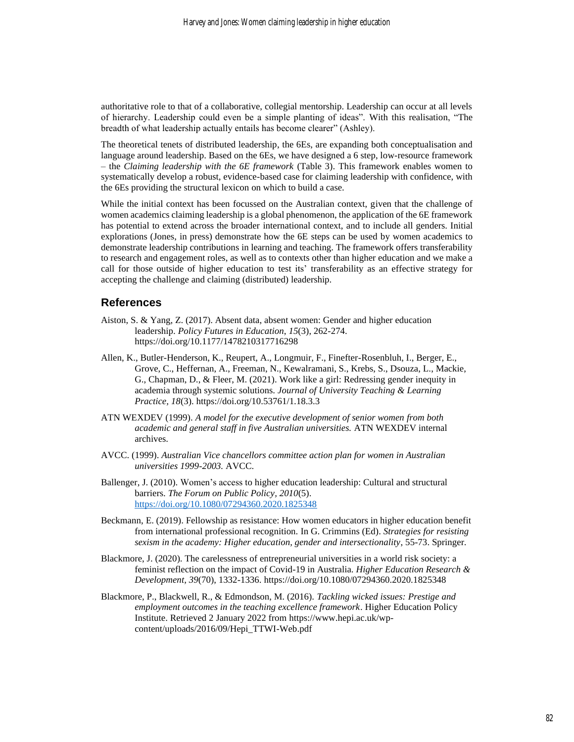authoritative role to that of a collaborative, collegial mentorship. Leadership can occur at all levels of hierarchy. Leadership could even be a simple planting of ideas". With this realisation, "The breadth of what leadership actually entails has become clearer" (Ashley).

The theoretical tenets of distributed leadership, the 6Es, are expanding both conceptualisation and language around leadership. Based on the 6Es, we have designed a 6 step, low-resource framework – the *Claiming leadership with the 6E framework* (Table 3). This framework enables women to systematically develop a robust, evidence-based case for claiming leadership with confidence, with the 6Es providing the structural lexicon on which to build a case.

While the initial context has been focussed on the Australian context, given that the challenge of women academics claiming leadership is a global phenomenon, the application of the 6E framework has potential to extend across the broader international context, and to include all genders. Initial explorations (Jones, in press) demonstrate how the 6E steps can be used by women academics to demonstrate leadership contributions in learning and teaching. The framework offers transferability to research and engagement roles, as well as to contexts other than higher education and we make a call for those outside of higher education to test its' transferability as an effective strategy for accepting the challenge and claiming (distributed) leadership.

## References

Aiston, S. & Yang, Z. (2017). Absent data, absent women: Gender and higher education leadership. *Policy Futures in Education, 15*(3), 262-274. https://doi.org/10.1177/1478210317716298

Allen, K., Butler-Henderson, K., Reupert, A., Longmuir, F., Finefter-Rosenbluh, I., Berger, E., Grove, C., Heffernan, A., Freeman, N., Kewalramani, S., Krebs, S., Dsouza, L., Mackie, G., Chapman, D., & Fleer, M. (2021). Work like a girl: Redressing gender inequity in academia through systemic solutions. *Journal of University Teaching & Learning Practice, 18*(3). https://doi.org/10.53761/1.18.3.3

ATN WEXDEV (1999). *A model for the executive development of senior women from both academic and general staff in five Australian universities.* ATN WEXDEV internal archives.

AVCC. (1999). *Australian Vice chancellors committee action plan for women in Australian universities 1999-2003.* AVCC.

Ballenger, J. (2010). Women's access to higher education leadership: Cultural and structural barriers. *The Forum on Public Policy, 2010*(5). https://doi.org/10.1080/07294360.2020.1825348

Beckmann, E. (2019). Fellowship as resistance: How women educators in higher education benefit from international professional recognition. In G. Crimmins (Ed). *Strategies for resisting sexism in the academy: Higher education, gender and intersectionality*, 55-73. Springer.

Blackmore, J. (2020). The carelessness of entrepreneurial universities in a world risk society: a feminist reflection on the impact of Covid-19 in Australia. *Higher Education Research & Development, 39*(70), 1332-1336. https://doi.org/10.1080/07294360.2020.1825348

Blackmore, P., Blackwell, R., & Edmondson, M. (2016). *Tackling wicked issues: Prestige and employment outcomes in the teaching excellence framework*. Higher Education Policy Institute. Retrieved 2 January 2022 from https://www.hepi.ac.uk/wp-content/uploads/2016/09/Hepi_TTWI-Web.pdf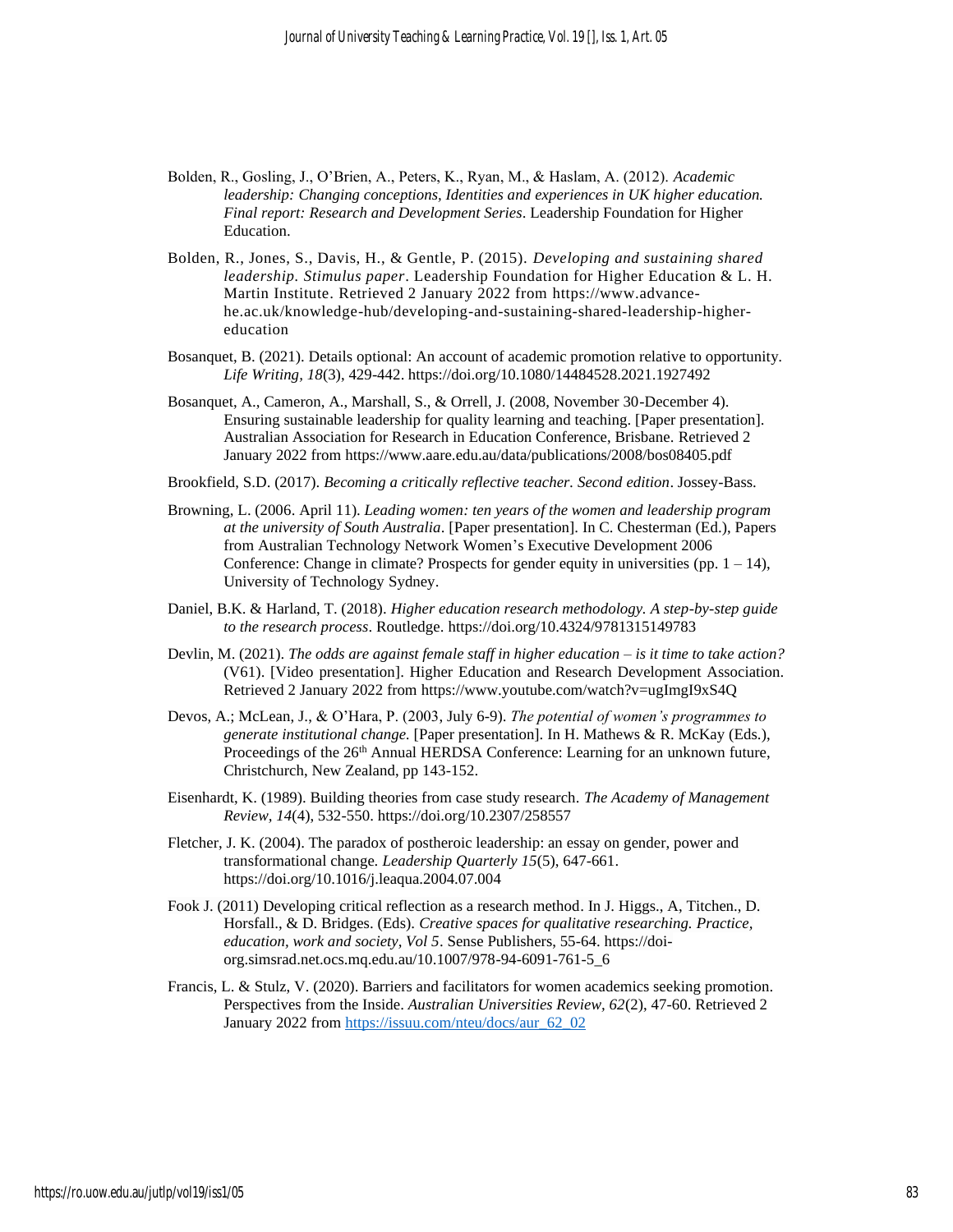Bolden, R., Gosling, J., O'Brien, A., Peters, K., Ryan, M., & Haslam, A. (2012). *Academic leadership: Changing conceptions, Identities and experiences in UK higher education. Final report: Research and Development Series*. Leadership Foundation for Higher Education.

Bolden, R., Jones, S., Davis, H., & Gentle, P. (2015). *Developing and sustaining shared leadership. Stimulus paper*. Leadership Foundation for Higher Education & L. H. Martin Institute. Retrieved 2 January 2022 from https://www.advance-he.ac.uk/knowledge-hub/developing-and-sustaining-shared-leadership-higher-education

Bosanquet, B. (2021). Details optional: An account of academic promotion relative to opportunity. *Life Writing, 18*(3), 429-442. https://doi.org/10.1080/14484528.2021.1927492

Bosanquet, A., Cameron, A., Marshall, S., & Orrell, J. (2008, November 30-December 4). Ensuring sustainable leadership for quality learning and teaching. [Paper presentation]. Australian Association for Research in Education Conference, Brisbane. Retrieved 2 January 2022 from https://www.aare.edu.au/data/publications/2008/bos08405.pdf

Brookfield, S.D. (2017). *Becoming a critically reflective teacher. Second edition*. Jossey-Bass.

Browning, L. (2006. April 11). *Leading women: ten years of the women and leadership program at the university of South Australia*. [Paper presentation]. In C. Chesterman (Ed.), Papers from Australian Technology Network Women's Executive Development 2006 Conference: Change in climate? Prospects for gender equity in universities (pp. 1 – 14), University of Technology Sydney.

Daniel, B.K. & Harland, T. (2018). *Higher education research methodology. A step-by-step guide to the research process*. Routledge. https://doi.org/10.4324/9781315149783

Devlin, M. (2021). *The odds are against female staff in higher education – is it time to take action?* (V61). [Video presentation]. Higher Education and Research Development Association. Retrieved 2 January 2022 from https://www.youtube.com/watch?v=ugImgI9xS4Q

Devos, A.; McLean, J., & O'Hara, P. (2003, July 6-9). *The potential of women's programmes to generate institutional change.* [Paper presentation]. In H. Mathews & R. McKay (Eds.), Proceedings of the 26th Annual HERDSA Conference: Learning for an unknown future, Christchurch, New Zealand, pp 143-152.

Eisenhardt, K. (1989). Building theories from case study research. *The Academy of Management Review, 14*(4), 532-550. https://doi.org/10.2307/258557

Fletcher, J. K. (2004). The paradox of postheroic leadership: an essay on gender, power and transformational change. *Leadership Quarterly 15*(5), 647-661. https://doi.org/10.1016/j.leaqua.2004.07.004

Fook J. (2011) Developing critical reflection as a research method. In J. Higgs., A, Titchen., D. Horsfall., & D. Bridges. (Eds). *Creative spaces for qualitative researching. Practice, education, work and society, Vol 5*. Sense Publishers, 55-64. https://doi-org.simsrad.net.ocs.mq.edu.au/10.1007/978-94-6091-761-5_6

Francis, L. & Stulz, V. (2020). Barriers and facilitators for women academics seeking promotion. Perspectives from the Inside. *Australian Universities Review, 62*(2), 47-60. Retrieved 2 January 2022 from https://issuu.com/nteu/docs/aur_62_02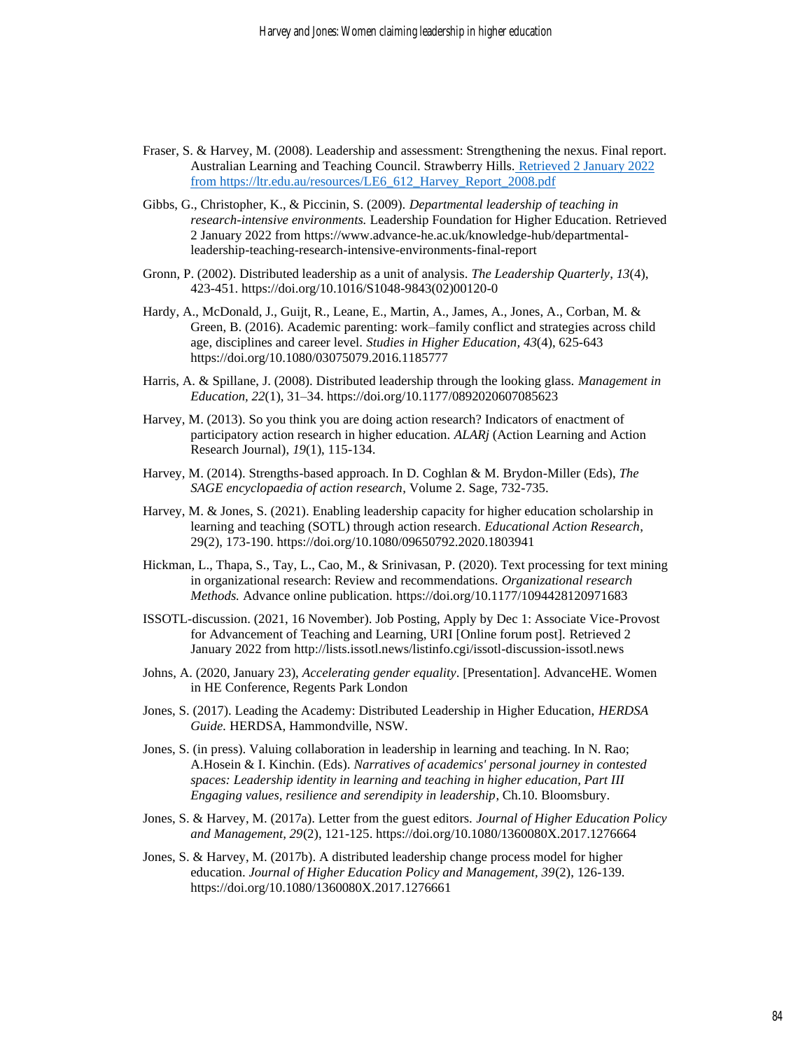Fraser, S. & Harvey, M. (2008). Leadership and assessment: Strengthening the nexus. Final report. Australian Learning and Teaching Council. Strawberry Hills. Retrieved 2 January 2022 from https://ltr.edu.au/resources/LE6_612_Harvey_Report_2008.pdf

Gibbs, G., Christopher, K., & Piccinin, S. (2009). *Departmental leadership of teaching in research-intensive environments.* Leadership Foundation for Higher Education. Retrieved 2 January 2022 from https://www.advance-he.ac.uk/knowledge-hub/departmental-leadership-teaching-research-intensive-environments-final-report

Gronn, P. (2002). Distributed leadership as a unit of analysis. *The Leadership Quarterly*, *13*(4), 423-451. https://doi.org/10.1016/S1048-9843(02)00120-0

Hardy, A., McDonald, J., Guijt, R., Leane, E., Martin, A., James, A., Jones, A., Corban, M. & Green, B. (2016). Academic parenting: work–family conflict and strategies across child age, disciplines and career level. *Studies in Higher Education, 43*(4), 625-643 https://doi.org/10.1080/03075079.2016.1185777

Harris, A. & Spillane, J. (2008). Distributed leadership through the looking glass. *Management in Education, 22*(1), 31–34. https://doi.org/10.1177/0892020607085623

Harvey, M. (2013). So you think you are doing action research? Indicators of enactment of participatory action research in higher education. *ALARj* (Action Learning and Action Research Journal), *19*(1), 115-134.

Harvey, M. (2014). Strengths-based approach. In D. Coghlan & M. Brydon-Miller (Eds), *The SAGE encyclopaedia of action research*, Volume 2. Sage, 732-735.

Harvey, M. & Jones, S. (2021). Enabling leadership capacity for higher education scholarship in learning and teaching (SOTL) through action research. *Educational Action Research*, 29(2), 173-190. https://doi.org/10.1080/09650792.2020.1803941

Hickman, L., Thapa, S., Tay, L., Cao, M., & Srinivasan, P. (2020). Text processing for text mining in organizational research: Review and recommendations. *Organizational research Methods.* Advance online publication. https://doi.org/10.1177/1094428120971683

ISSOTL-discussion. (2021, 16 November). Job Posting, Apply by Dec 1: Associate Vice-Provost for Advancement of Teaching and Learning, URI [Online forum post]. Retrieved 2 January 2022 from http://lists.issotl.news/listinfo.cgi/issotl-discussion-issotl.news

Johns, A. (2020, January 23), *Accelerating gender equality*. [Presentation]. AdvanceHE. Women in HE Conference, Regents Park London

Jones, S. (2017). Leading the Academy: Distributed Leadership in Higher Education, *HERDSA Guide.* HERDSA, Hammondville, NSW.

Jones, S. (in press). Valuing collaboration in leadership in learning and teaching. In N. Rao; A.Hosein & I. Kinchin. (Eds). *Narratives of academics' personal journey in contested spaces: Leadership identity in learning and teaching in higher education, Part III Engaging values, resilience and serendipity in leadership*, Ch.10. Bloomsbury.

Jones, S. & Harvey, M. (2017a). Letter from the guest editors. *Journal of Higher Education Policy and Management, 29*(2), 121-125. https://doi.org/10.1080/1360080X.2017.1276664

Jones, S. & Harvey, M. (2017b). A distributed leadership change process model for higher education. *Journal of Higher Education Policy and Management, 39*(2), 126-139. https://doi.org/10.1080/1360080X.2017.1276661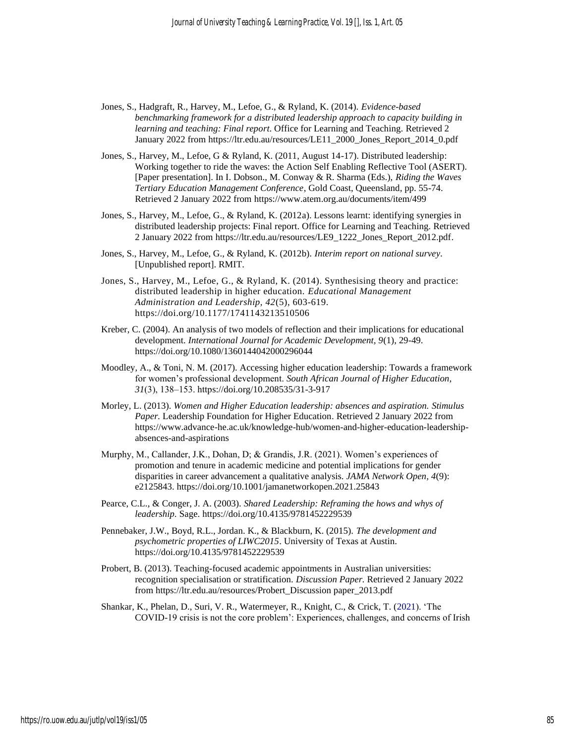Jones, S., Hadgraft, R., Harvey, M., Lefoe, G., & Ryland, K. (2014). *Evidence-based benchmarking framework for a distributed leadership approach to capacity building in learning and teaching: Final report.* Office for Learning and Teaching. Retrieved 2 January 2022 from https://ltr.edu.au/resources/LE11_2000_Jones_Report_2014_0.pdf

Jones, S., Harvey, M., Lefoe, G & Ryland, K. (2011, August 14-17). Distributed leadership: Working together to ride the waves: the Action Self Enabling Reflective Tool (ASERT). [Paper presentation]. In I. Dobson., M. Conway & R. Sharma (Eds.), *Riding the Waves Tertiary Education Management Conference*, Gold Coast, Queensland, pp. 55-74. Retrieved 2 January 2022 from https://www.atem.org.au/documents/item/499

Jones, S., Harvey, M., Lefoe, G., & Ryland, K. (2012a). Lessons learnt: identifying synergies in distributed leadership projects: Final report. Office for Learning and Teaching. Retrieved 2 January 2022 from https://ltr.edu.au/resources/LE9_1222_Jones_Report_2012.pdf.

Jones, S., Harvey, M., Lefoe, G., & Ryland, K. (2012b). *Interim report on national survey*. [Unpublished report]. RMIT.

Jones, S., Harvey, M., Lefoe, G., & Ryland, K. (2014). Synthesising theory and practice: distributed leadership in higher education. *Educational Management Administration and Leadership, 42*(5), 603-619. https://doi.org/10.1177/1741143213510506

Kreber, C. (2004). An analysis of two models of reflection and their implications for educational development. *International Journal for Academic Development, 9*(1), 29-49. https://doi.org/10.1080/1360144042000296044

Moodley, A., & Toni, N. M. (2017). Accessing higher education leadership: Towards a framework for women's professional development. *South African Journal of Higher Education, 31*(3), 138–153. https://doi.org/10.208535/31-3-917

Morley, L. (2013). *Women and Higher Education leadership: absences and aspiration. Stimulus Paper.* Leadership Foundation for Higher Education. Retrieved 2 January 2022 from https://www.advance-he.ac.uk/knowledge-hub/women-and-higher-education-leadership-absences-and-aspirations

Murphy, M., Callander, J.K., Dohan, D; & Grandis, J.R. (2021). Women's experiences of promotion and tenure in academic medicine and potential implications for gender disparities in career advancement a qualitative analysis. *JAMA Network Open, 4*(9): e2125843. https://doi.org/10.1001/jamanetworkopen.2021.25843

Pearce, C.L., & Conger, J. A. (2003). *Shared Leadership: Reframing the hows and whys of leadership.* Sage. https://doi.org/10.4135/9781452229539

Pennebaker, J.W., Boyd, R.L., Jordan. K., & Blackburn, K. (2015). *The development and psychometric properties of LIWC2015*. University of Texas at Austin. https://doi.org/10.4135/9781452229539

Probert, B. (2013). Teaching-focused academic appointments in Australian universities: recognition specialisation or stratification. *Discussion Paper.* Retrieved 2 January 2022 from https://ltr.edu.au/resources/Probert_Discussion paper_2013.pdf

Shankar, K., Phelan, D., Suri, V. R., Watermeyer, R., Knight, C., & Crick, T. (2021). 'The COVID-19 crisis is not the core problem': Experiences, challenges, and concerns of Irish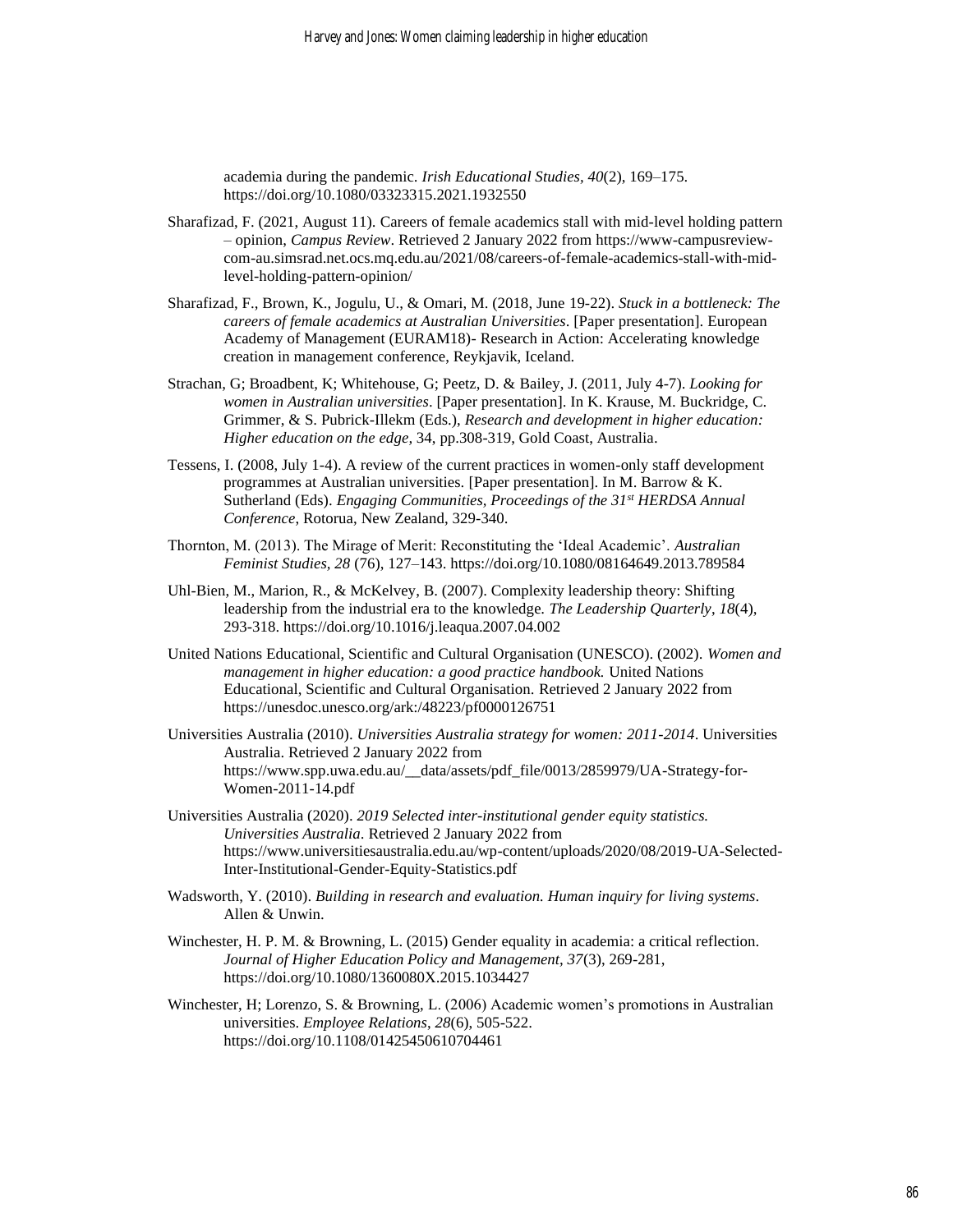academia during the pandemic. *Irish Educational Studies*, *40*(2), 169–175. https://doi.org/10.1080/03323315.2021.1932550

Sharafizad, F. (2021, August 11). Careers of female academics stall with mid-level holding pattern – opinion, *Campus Review*. Retrieved 2 January 2022 from https://www-campusreview-com-au.simsrad.net.ocs.mq.edu.au/2021/08/careers-of-female-academics-stall-with-mid-level-holding-pattern-opinion/

Sharafizad, F., Brown, K., Jogulu, U., & Omari, M. (2018, June 19-22). *Stuck in a bottleneck: The careers of female academics at Australian Universities*. [Paper presentation]. European Academy of Management (EURAM18)- Research in Action: Accelerating knowledge creation in management conference, Reykjavik, Iceland.

Strachan, G; Broadbent, K; Whitehouse, G; Peetz, D. & Bailey, J. (2011, July 4-7). *Looking for women in Australian universities*. [Paper presentation]. In K. Krause, M. Buckridge, C. Grimmer, & S. Pubrick-Illekm (Eds.), *Research and development in higher education: Higher education on the edge*, 34, pp.308-319, Gold Coast, Australia.

Tessens, I. (2008, July 1-4). A review of the current practices in women-only staff development programmes at Australian universities. [Paper presentation]. In M. Barrow & K. Sutherland (Eds). *Engaging Communities, Proceedings of the 31st HERDSA Annual Conference*, Rotorua, New Zealand, 329-340.

Thornton, M. (2013). The Mirage of Merit: Reconstituting the 'Ideal Academic'. *Australian Feminist Studies, 28* (76), 127–143. https://doi.org/10.1080/08164649.2013.789584

Uhl-Bien, M., Marion, R., & McKelvey, B. (2007). Complexity leadership theory: Shifting leadership from the industrial era to the knowledge. *The Leadership Quarterly*, *18*(4), 293-318. https://doi.org/10.1016/j.leaqua.2007.04.002

United Nations Educational, Scientific and Cultural Organisation (UNESCO). (2002). *Women and management in higher education: a good practice handbook.* United Nations Educational, Scientific and Cultural Organisation. Retrieved 2 January 2022 from https://unesdoc.unesco.org/ark:/48223/pf0000126751

Universities Australia (2010). *Universities Australia strategy for women: 2011-2014*. Universities Australia. Retrieved 2 January 2022 from https://www.spp.uwa.edu.au/__data/assets/pdf_file/0013/2859979/UA-Strategy-for-Women-2011-14.pdf

Universities Australia (2020). *2019 Selected inter-institutional gender equity statistics. Universities Australia*. Retrieved 2 January 2022 from https://www.universitiesaustralia.edu.au/wp-content/uploads/2020/08/2019-UA-Selected-Inter-Institutional-Gender-Equity-Statistics.pdf

Wadsworth, Y. (2010). *Building in research and evaluation. Human inquiry for living systems*. Allen & Unwin.

Winchester, H. P. M. & Browning, L. (2015) Gender equality in academia: a critical reflection. *Journal of Higher Education Policy and Management, 37*(3), 269-281, https://doi.org/10.1080/1360080X.2015.1034427

Winchester, H; Lorenzo, S. & Browning, L. (2006) Academic women's promotions in Australian universities. *Employee Relations*, *28*(6), 505-522. https://doi.org/10.1108/01425450610704461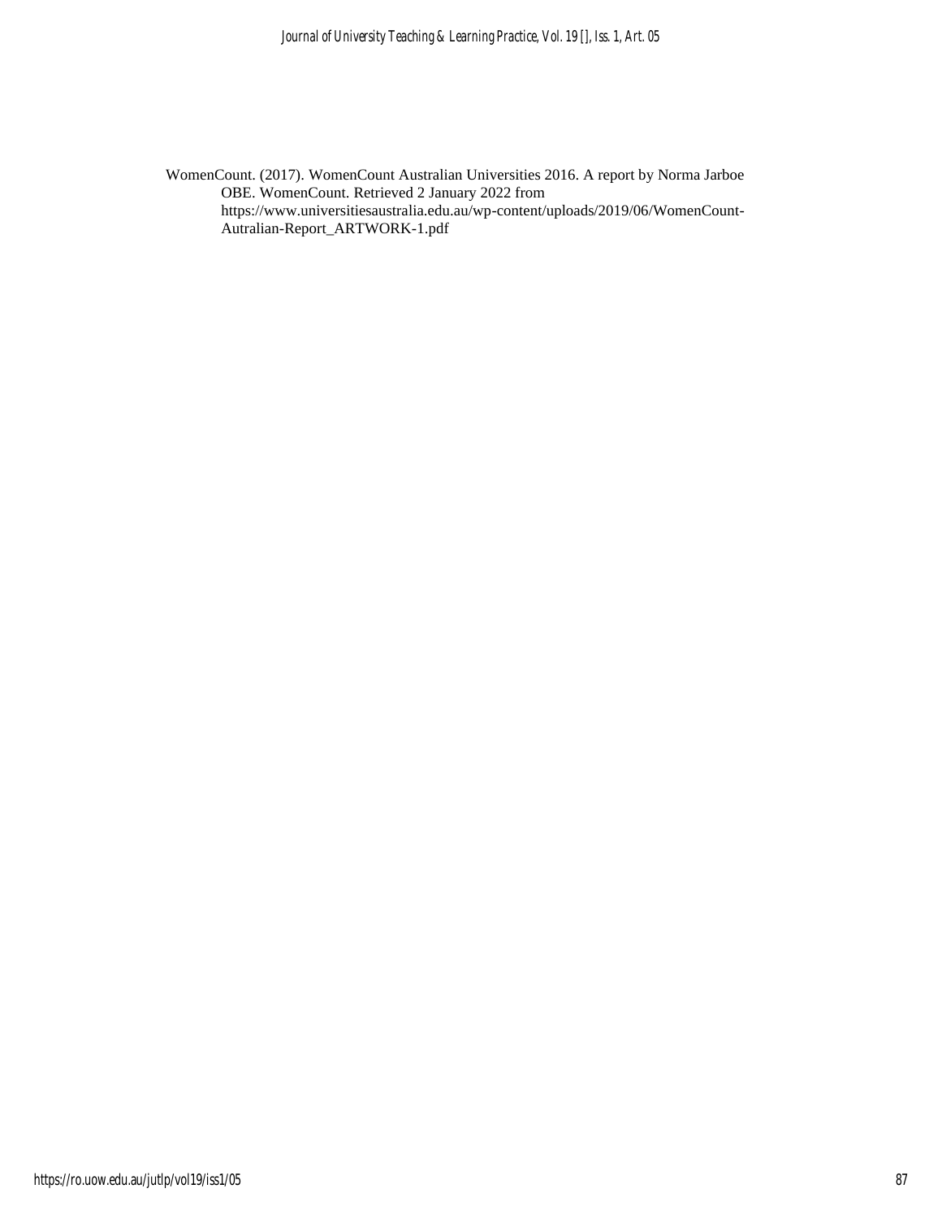WomenCount. (2017). WomenCount Australian Universities 2016. A report by Norma Jarboe OBE. WomenCount. Retrieved 2 January 2022 from https://www.universitiesaustralia.edu.au/wp-content/uploads/2019/06/WomenCount-Autralian-Report_ARTWORK-1.pdf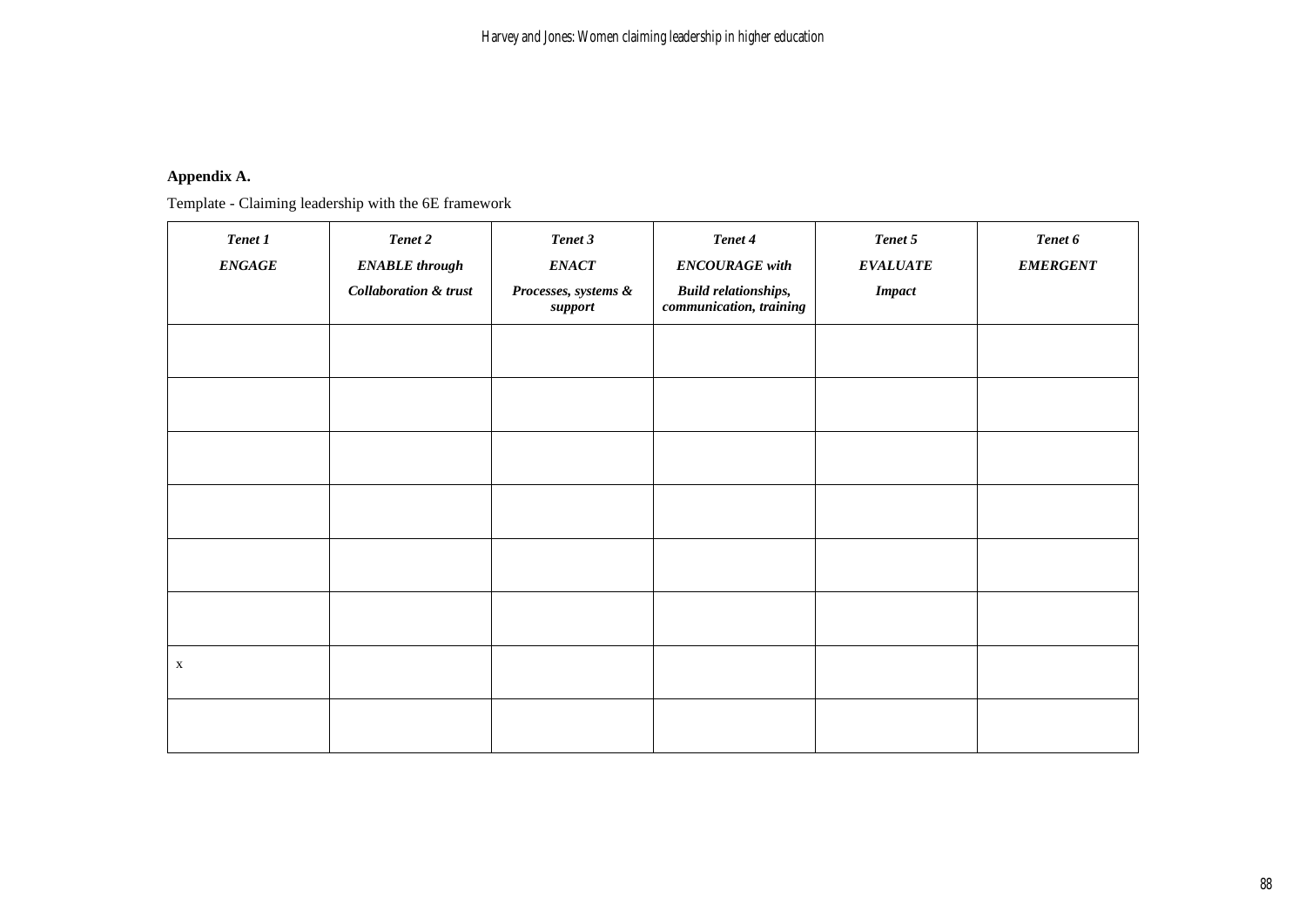**Appendix A.**

Template - Claiming leadership with the 6E framework

| ***Tenet 1***<br>***ENGAGE*** | ***Tenet 2***<br>***ENABLE through***<br>***Collaboration & trust*** | ***Tenet 3***<br>***ENACT***<br>***Processes, systems & support*** | ***Tenet 4***<br>***ENCOURAGE with***<br>***Build relationships, communication, training*** | ***Tenet 5***<br>***EVALUATE***<br>***Impact*** | ***Tenet 6***<br>***EMERGENT*** |
|---|---|---|---|---|---|
| | | | | | |
| | | | | | |
| | | | | | |
| | | | | | |
| | | | | | |
| | | | | | |
| x | | | | | |
| | | | | | |